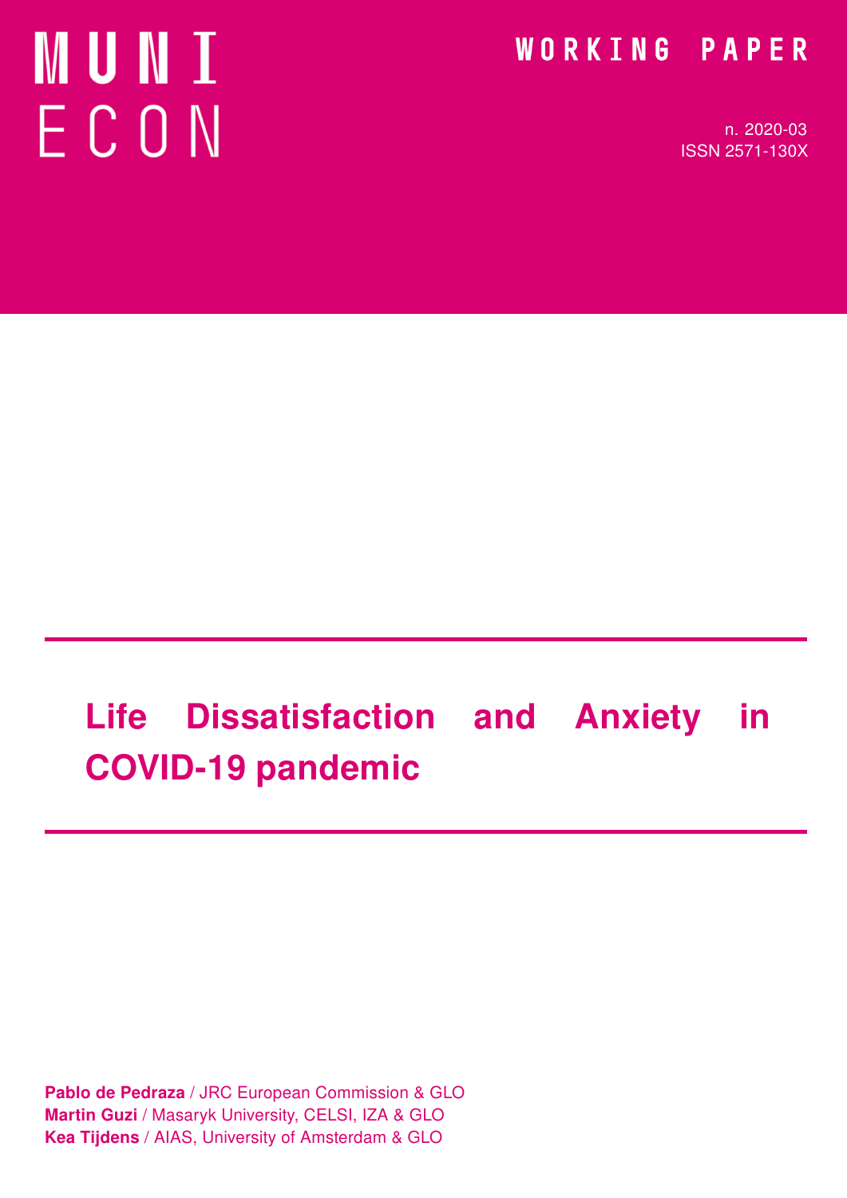MUNI ECON

WORKING PAPER

n. 2020-03
ISSN 2571-130X

# Life Dissatisfaction and Anxiety in COVID-19 pandemic

**Pablo de Pedraza** / JRC European Commission & GLO
**Martin Guzi** / Masaryk University, CELSI, IZA & GLO
**Kea Tijdens** / AIAS, University of Amsterdam & GLO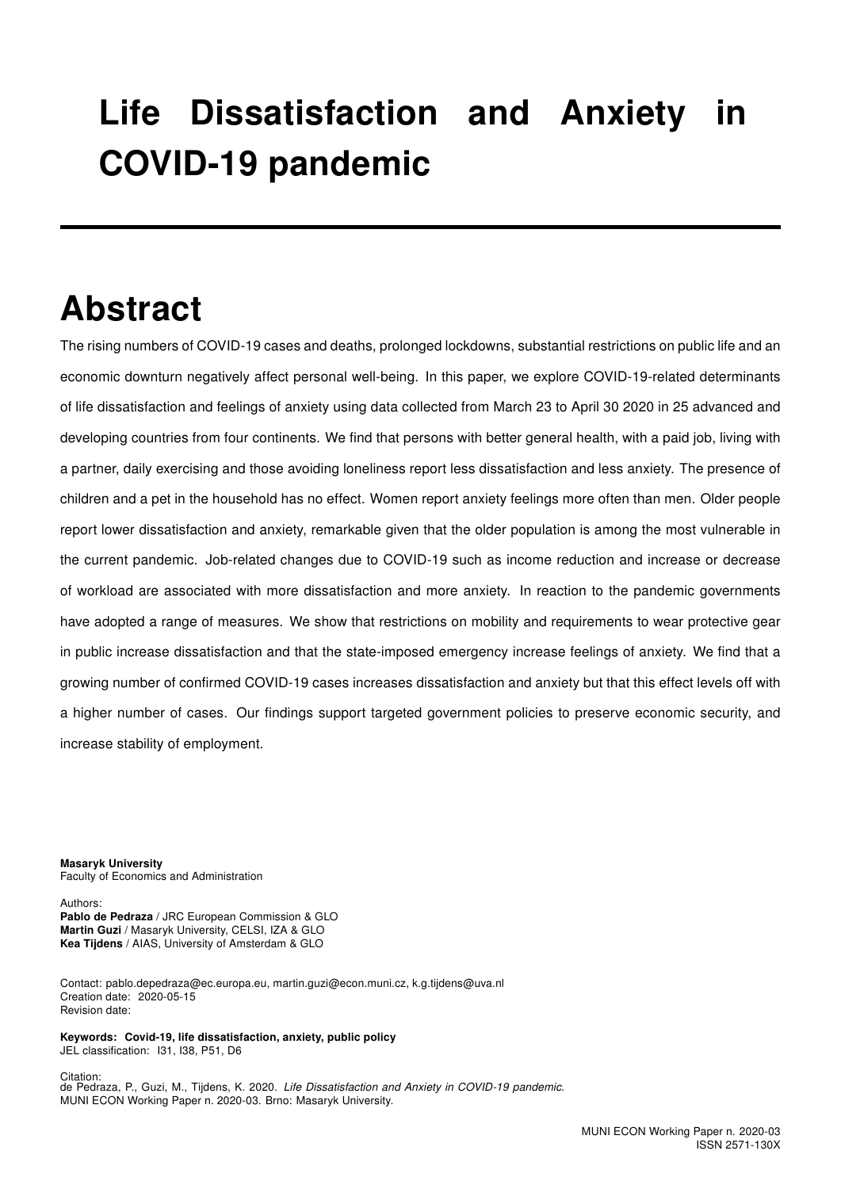# Life Dissatisfaction and Anxiety in COVID-19 pandemic

## Abstract

The rising numbers of COVID-19 cases and deaths, prolonged lockdowns, substantial restrictions on public life and an economic downturn negatively affect personal well-being. In this paper, we explore COVID-19-related determinants of life dissatisfaction and feelings of anxiety using data collected from March 23 to April 30 2020 in 25 advanced and developing countries from four continents. We find that persons with better general health, with a paid job, living with a partner, daily exercising and those avoiding loneliness report less dissatisfaction and less anxiety. The presence of children and a pet in the household has no effect. Women report anxiety feelings more often than men. Older people report lower dissatisfaction and anxiety, remarkable given that the older population is among the most vulnerable in the current pandemic. Job-related changes due to COVID-19 such as income reduction and increase or decrease of workload are associated with more dissatisfaction and more anxiety. In reaction to the pandemic governments have adopted a range of measures. We show that restrictions on mobility and requirements to wear protective gear in public increase dissatisfaction and that the state-imposed emergency increase feelings of anxiety. We find that a growing number of confirmed COVID-19 cases increases dissatisfaction and anxiety but that this effect levels off with a higher number of cases. Our findings support targeted government policies to preserve economic security, and increase stability of employment.

**Masaryk University**
Faculty of Economics and Administration

Authors:
**Pablo de Pedraza** / JRC European Commission & GLO
**Martin Guzi** / Masaryk University, CELSI, IZA & GLO
**Kea Tijdens** / AIAS, University of Amsterdam & GLO

Contact: pablo.depedraza@ec.europa.eu, martin.guzi@econ.muni.cz, k.g.tijdens@uva.nl
Creation date: 2020-05-15
Revision date:

**Keywords: Covid-19, life dissatisfaction, anxiety, public policy**
JEL classification: I31, I38, P51, D6

Citation:
de Pedraza, P., Guzi, M., Tijdens, K. 2020. *Life Dissatisfaction and Anxiety in COVID-19 pandemic.* MUNI ECON Working Paper n. 2020-03. Brno: Masaryk University.

MUNI ECON Working Paper n. 2020-03
ISSN 2571-130X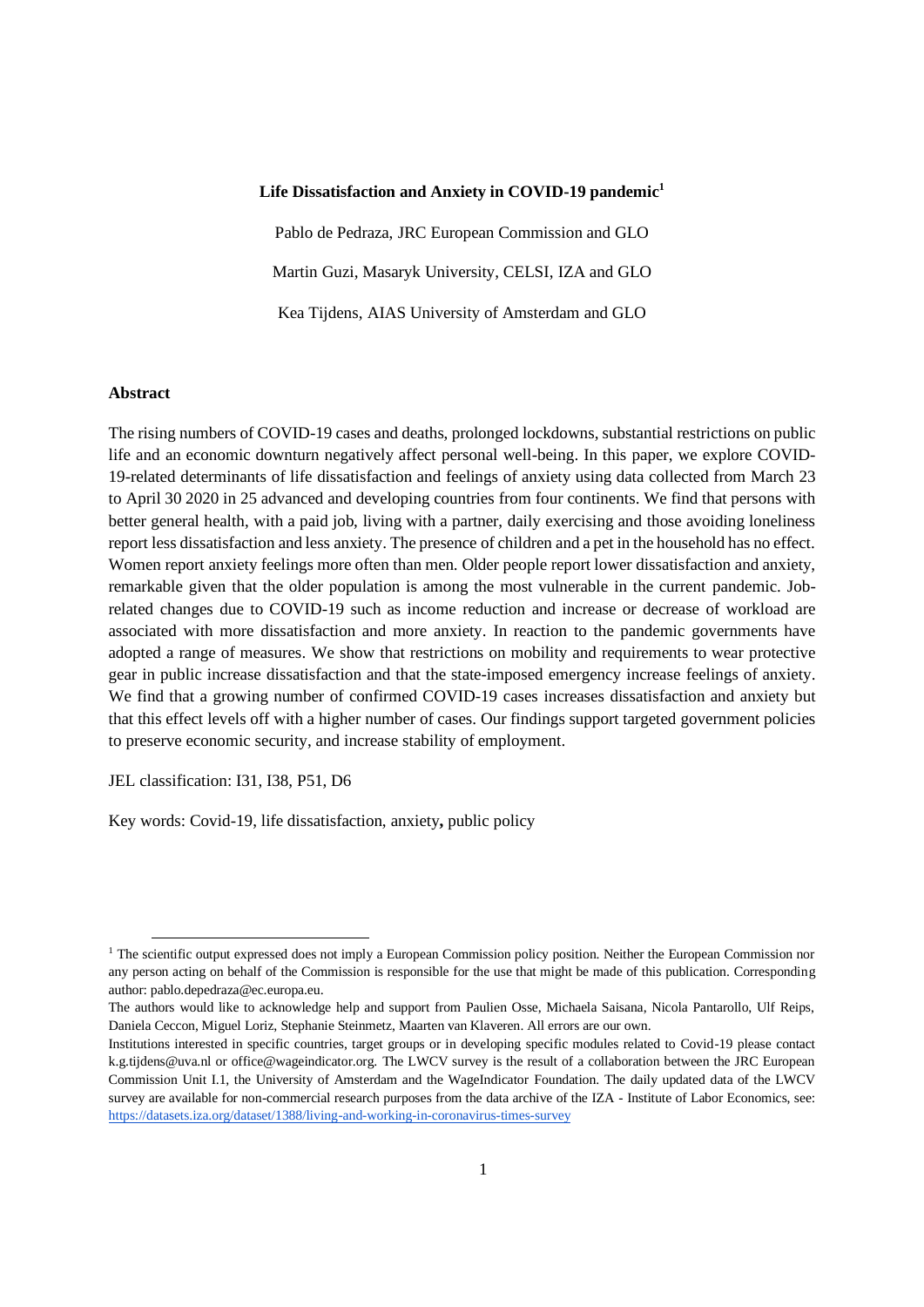**Life Dissatisfaction and Anxiety in COVID-19 pandemic**[1]

Pablo de Pedraza, JRC European Commission and GLO

Martin Guzi, Masaryk University, CELSI, IZA and GLO

Kea Tijdens, AIAS University of Amsterdam and GLO

**Abstract**

The rising numbers of COVID-19 cases and deaths, prolonged lockdowns, substantial restrictions on public life and an economic downturn negatively affect personal well-being. In this paper, we explore COVID-19-related determinants of life dissatisfaction and feelings of anxiety using data collected from March 23 to April 30 2020 in 25 advanced and developing countries from four continents. We find that persons with better general health, with a paid job, living with a partner, daily exercising and those avoiding loneliness report less dissatisfaction and less anxiety. The presence of children and a pet in the household has no effect. Women report anxiety feelings more often than men. Older people report lower dissatisfaction and anxiety, remarkable given that the older population is among the most vulnerable in the current pandemic. Job-related changes due to COVID-19 such as income reduction and increase or decrease of workload are associated with more dissatisfaction and more anxiety. In reaction to the pandemic governments have adopted a range of measures. We show that restrictions on mobility and requirements to wear protective gear in public increase dissatisfaction and that the state-imposed emergency increase feelings of anxiety. We find that a growing number of confirmed COVID-19 cases increases dissatisfaction and anxiety but that this effect levels off with a higher number of cases. Our findings support targeted government policies to preserve economic security, and increase stability of employment.

JEL classification: I31, I38, P51, D6

Key words: Covid-19, life dissatisfaction, anxiety**,** public policy

---

[1] The scientific output expressed does not imply a European Commission policy position. Neither the European Commission nor any person acting on behalf of the Commission is responsible for the use that might be made of this publication. Corresponding author: pablo.depedraza@ec.europa.eu.

The authors would like to acknowledge help and support from Paulien Osse, Michaela Saisana, Nicola Pantarollo, Ulf Reips, Daniela Ceccon, Miguel Loriz, Stephanie Steinmetz, Maarten van Klaveren. All errors are our own.

Institutions interested in specific countries, target groups or in developing specific modules related to Covid-19 please contact k.g.tijdens@uva.nl or office@wageindicator.org. The LWCV survey is the result of a collaboration between the JRC European Commission Unit I.1, the University of Amsterdam and the WageIndicator Foundation. The daily updated data of the LWCV survey are available for non-commercial research purposes from the data archive of the IZA - Institute of Labor Economics, see: https://datasets.iza.org/dataset/1388/living-and-working-in-coronavirus-times-survey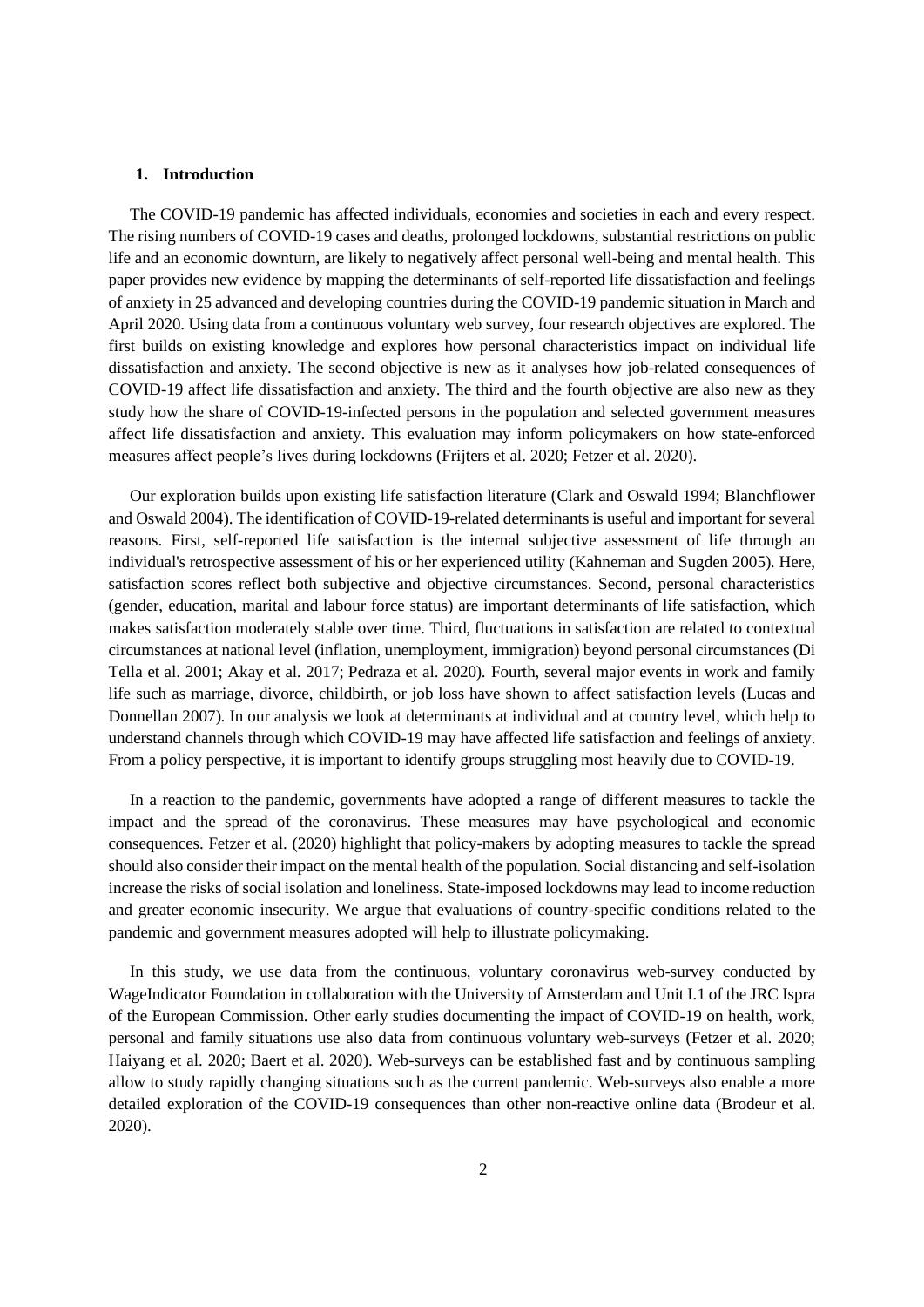## 1. Introduction

The COVID-19 pandemic has affected individuals, economies and societies in each and every respect. The rising numbers of COVID-19 cases and deaths, prolonged lockdowns, substantial restrictions on public life and an economic downturn, are likely to negatively affect personal well-being and mental health. This paper provides new evidence by mapping the determinants of self-reported life dissatisfaction and feelings of anxiety in 25 advanced and developing countries during the COVID-19 pandemic situation in March and April 2020. Using data from a continuous voluntary web survey, four research objectives are explored. The first builds on existing knowledge and explores how personal characteristics impact on individual life dissatisfaction and anxiety. The second objective is new as it analyses how job-related consequences of COVID-19 affect life dissatisfaction and anxiety. The third and the fourth objective are also new as they study how the share of COVID-19-infected persons in the population and selected government measures affect life dissatisfaction and anxiety. This evaluation may inform policymakers on how state-enforced measures affect people's lives during lockdowns (Frijters et al. 2020; Fetzer et al. 2020).

Our exploration builds upon existing life satisfaction literature (Clark and Oswald 1994; Blanchflower and Oswald 2004). The identification of COVID-19-related determinants is useful and important for several reasons. First, self-reported life satisfaction is the internal subjective assessment of life through an individual's retrospective assessment of his or her experienced utility (Kahneman and Sugden 2005). Here, satisfaction scores reflect both subjective and objective circumstances. Second, personal characteristics (gender, education, marital and labour force status) are important determinants of life satisfaction, which makes satisfaction moderately stable over time. Third, fluctuations in satisfaction are related to contextual circumstances at national level (inflation, unemployment, immigration) beyond personal circumstances (Di Tella et al. 2001; Akay et al. 2017; Pedraza et al. 2020). Fourth, several major events in work and family life such as marriage, divorce, childbirth, or job loss have shown to affect satisfaction levels (Lucas and Donnellan 2007). In our analysis we look at determinants at individual and at country level, which help to understand channels through which COVID-19 may have affected life satisfaction and feelings of anxiety. From a policy perspective, it is important to identify groups struggling most heavily due to COVID-19.

In a reaction to the pandemic, governments have adopted a range of different measures to tackle the impact and the spread of the coronavirus. These measures may have psychological and economic consequences. Fetzer et al. (2020) highlight that policy-makers by adopting measures to tackle the spread should also consider their impact on the mental health of the population. Social distancing and self-isolation increase the risks of social isolation and loneliness. State-imposed lockdowns may lead to income reduction and greater economic insecurity. We argue that evaluations of country-specific conditions related to the pandemic and government measures adopted will help to illustrate policymaking.

In this study, we use data from the continuous, voluntary coronavirus web-survey conducted by WageIndicator Foundation in collaboration with the University of Amsterdam and Unit I.1 of the JRC Ispra of the European Commission. Other early studies documenting the impact of COVID-19 on health, work, personal and family situations use also data from continuous voluntary web-surveys (Fetzer et al. 2020; Haiyang et al. 2020; Baert et al. 2020). Web-surveys can be established fast and by continuous sampling allow to study rapidly changing situations such as the current pandemic. Web-surveys also enable a more detailed exploration of the COVID-19 consequences than other non-reactive online data (Brodeur et al. 2020).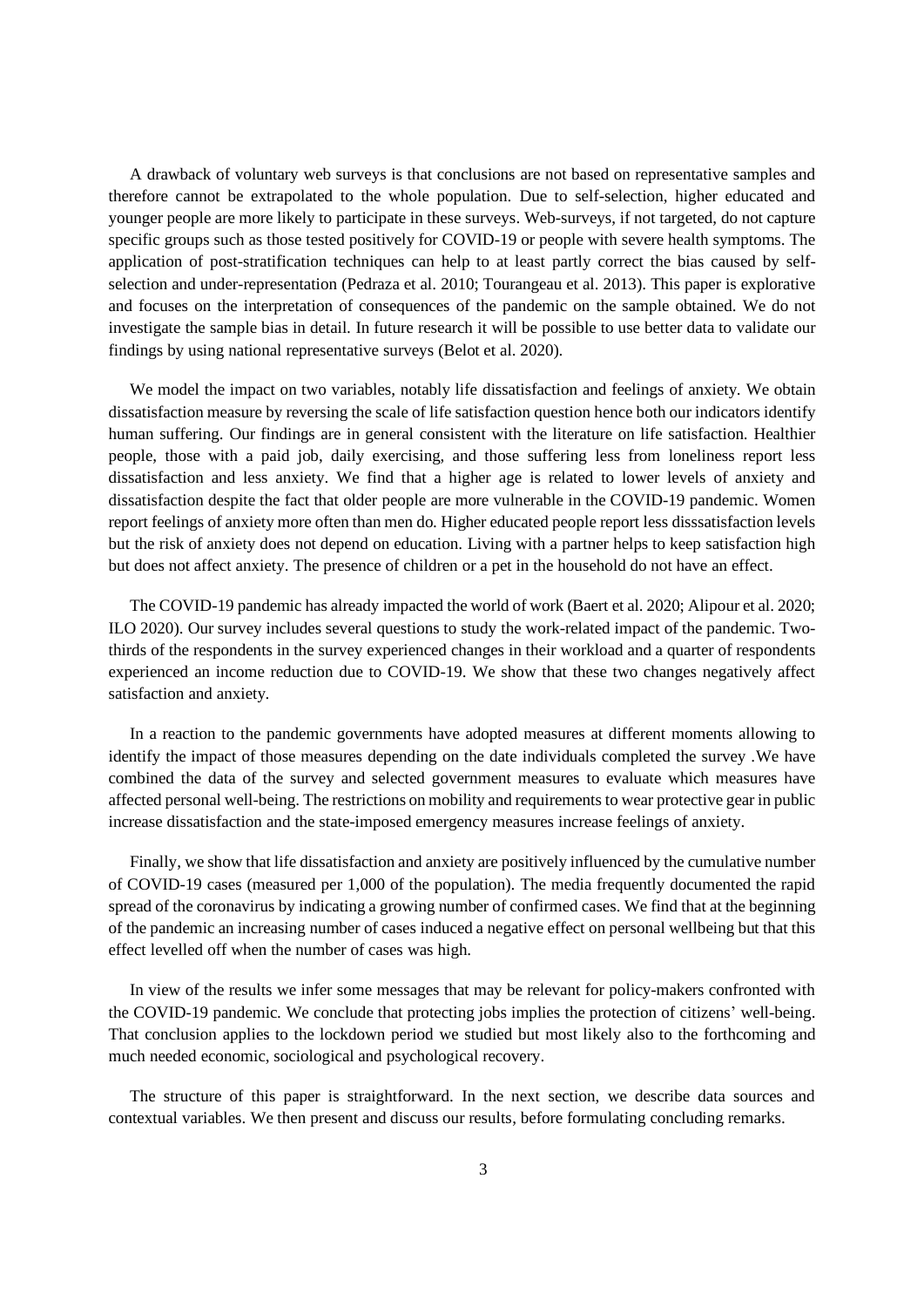A drawback of voluntary web surveys is that conclusions are not based on representative samples and therefore cannot be extrapolated to the whole population. Due to self-selection, higher educated and younger people are more likely to participate in these surveys. Web-surveys, if not targeted, do not capture specific groups such as those tested positively for COVID-19 or people with severe health symptoms. The application of post-stratification techniques can help to at least partly correct the bias caused by self-selection and under-representation (Pedraza et al. 2010; Tourangeau et al. 2013). This paper is explorative and focuses on the interpretation of consequences of the pandemic on the sample obtained. We do not investigate the sample bias in detail. In future research it will be possible to use better data to validate our findings by using national representative surveys (Belot et al. 2020).

We model the impact on two variables, notably life dissatisfaction and feelings of anxiety. We obtain dissatisfaction measure by reversing the scale of life satisfaction question hence both our indicators identify human suffering. Our findings are in general consistent with the literature on life satisfaction. Healthier people, those with a paid job, daily exercising, and those suffering less from loneliness report less dissatisfaction and less anxiety. We find that a higher age is related to lower levels of anxiety and dissatisfaction despite the fact that older people are more vulnerable in the COVID-19 pandemic. Women report feelings of anxiety more often than men do. Higher educated people report less disssatisfaction levels but the risk of anxiety does not depend on education. Living with a partner helps to keep satisfaction high but does not affect anxiety. The presence of children or a pet in the household do not have an effect.

The COVID-19 pandemic has already impacted the world of work (Baert et al. 2020; Alipour et al. 2020; ILO 2020). Our survey includes several questions to study the work-related impact of the pandemic. Two-thirds of the respondents in the survey experienced changes in their workload and a quarter of respondents experienced an income reduction due to COVID-19. We show that these two changes negatively affect satisfaction and anxiety.

In a reaction to the pandemic governments have adopted measures at different moments allowing to identify the impact of those measures depending on the date individuals completed the survey .We have combined the data of the survey and selected government measures to evaluate which measures have affected personal well-being. The restrictions on mobility and requirements to wear protective gear in public increase dissatisfaction and the state-imposed emergency measures increase feelings of anxiety.

Finally, we show that life dissatisfaction and anxiety are positively influenced by the cumulative number of COVID-19 cases (measured per 1,000 of the population). The media frequently documented the rapid spread of the coronavirus by indicating a growing number of confirmed cases. We find that at the beginning of the pandemic an increasing number of cases induced a negative effect on personal wellbeing but that this effect levelled off when the number of cases was high.

In view of the results we infer some messages that may be relevant for policy-makers confronted with the COVID-19 pandemic. We conclude that protecting jobs implies the protection of citizens' well-being. That conclusion applies to the lockdown period we studied but most likely also to the forthcoming and much needed economic, sociological and psychological recovery.

The structure of this paper is straightforward. In the next section, we describe data sources and contextual variables. We then present and discuss our results, before formulating concluding remarks.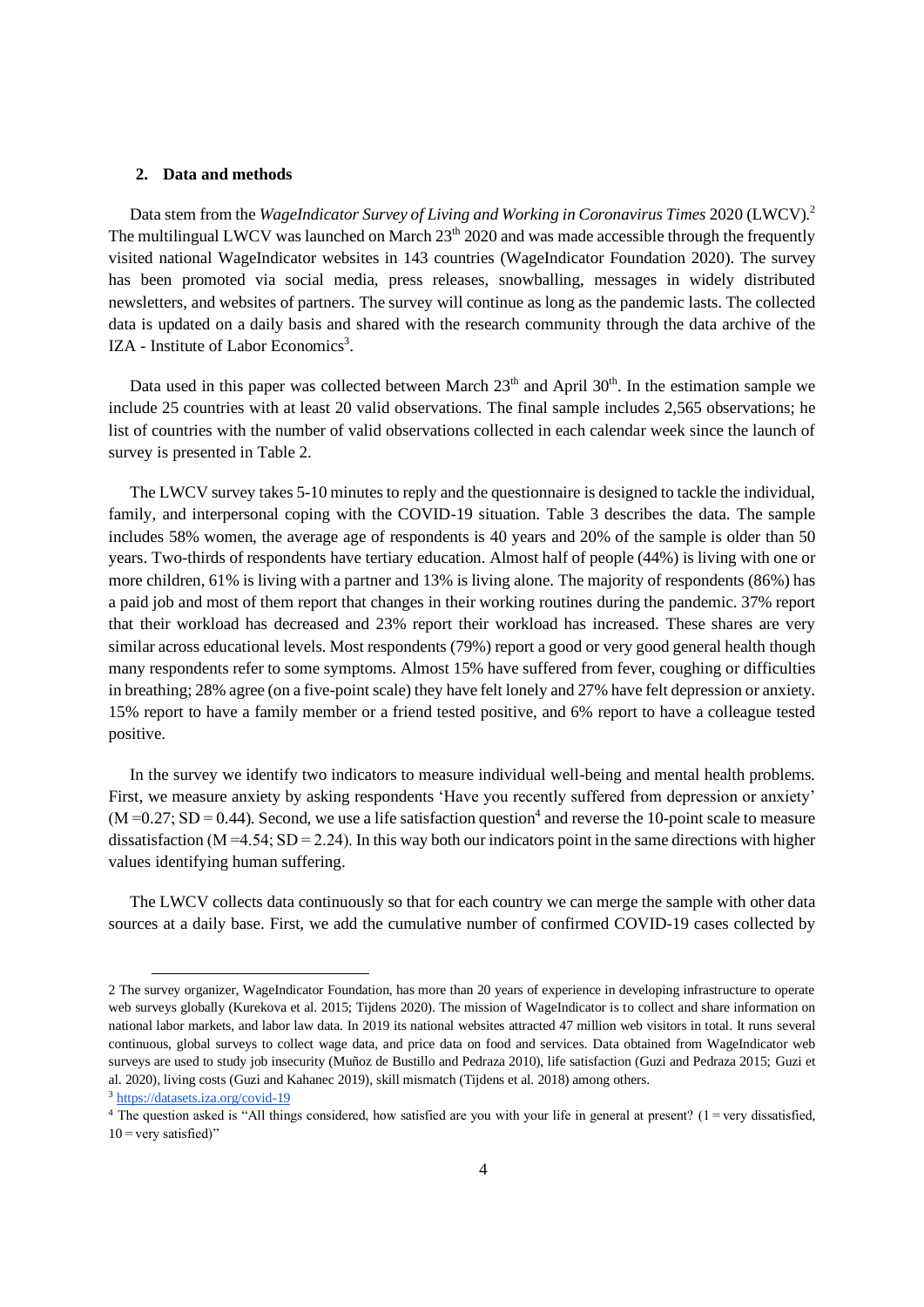## 2. Data and methods

Data stem from the *WageIndicator Survey of Living and Working in Coronavirus Times* 2020 (LWCV).[2] The multilingual LWCV was launched on March 23[th] 2020 and was made accessible through the frequently visited national WageIndicator websites in 143 countries (WageIndicator Foundation 2020). The survey has been promoted via social media, press releases, snowballing, messages in widely distributed newsletters, and websites of partners. The survey will continue as long as the pandemic lasts. The collected data is updated on a daily basis and shared with the research community through the data archive of the IZA - Institute of Labor Economics[3].

Data used in this paper was collected between March 23[th] and April 30[th]. In the estimation sample we include 25 countries with at least 20 valid observations. The final sample includes 2,565 observations; he list of countries with the number of valid observations collected in each calendar week since the launch of survey is presented in Table 2.

The LWCV survey takes 5-10 minutes to reply and the questionnaire is designed to tackle the individual, family, and interpersonal coping with the COVID-19 situation. Table 3 describes the data. The sample includes 58% women, the average age of respondents is 40 years and 20% of the sample is older than 50 years. Two-thirds of respondents have tertiary education. Almost half of people (44%) is living with one or more children, 61% is living with a partner and 13% is living alone. The majority of respondents (86%) has a paid job and most of them report that changes in their working routines during the pandemic. 37% report that their workload has decreased and 23% report their workload has increased. These shares are very similar across educational levels. Most respondents (79%) report a good or very good general health though many respondents refer to some symptoms. Almost 15% have suffered from fever, coughing or difficulties in breathing; 28% agree (on a five-point scale) they have felt lonely and 27% have felt depression or anxiety. 15% report to have a family member or a friend tested positive, and 6% report to have a colleague tested positive.

In the survey we identify two indicators to measure individual well-being and mental health problems. First, we measure anxiety by asking respondents 'Have you recently suffered from depression or anxiety' (M =0.27; SD = 0.44). Second, we use a life satisfaction question[4] and reverse the 10-point scale to measure dissatisfaction (M =4.54; SD = 2.24). In this way both our indicators point in the same directions with higher values identifying human suffering.

The LWCV collects data continuously so that for each country we can merge the sample with other data sources at a daily base. First, we add the cumulative number of confirmed COVID-19 cases collected by

---

2 The survey organizer, WageIndicator Foundation, has more than 20 years of experience in developing infrastructure to operate web surveys globally (Kurekova et al. 2015; Tijdens 2020). The mission of WageIndicator is to collect and share information on national labor markets, and labor law data. In 2019 its national websites attracted 47 million web visitors in total. It runs several continuous, global surveys to collect wage data, and price data on food and services. Data obtained from WageIndicator web surveys are used to study job insecurity (Muñoz de Bustillo and Pedraza 2010), life satisfaction (Guzi and Pedraza 2015; Guzi et al. 2020), living costs (Guzi and Kahanec 2019), skill mismatch (Tijdens et al. 2018) among others.

3 https://datasets.iza.org/covid-19

4 The question asked is "All things considered, how satisfied are you with your life in general at present? (1 = very dissatisfied, 10 = very satisfied)"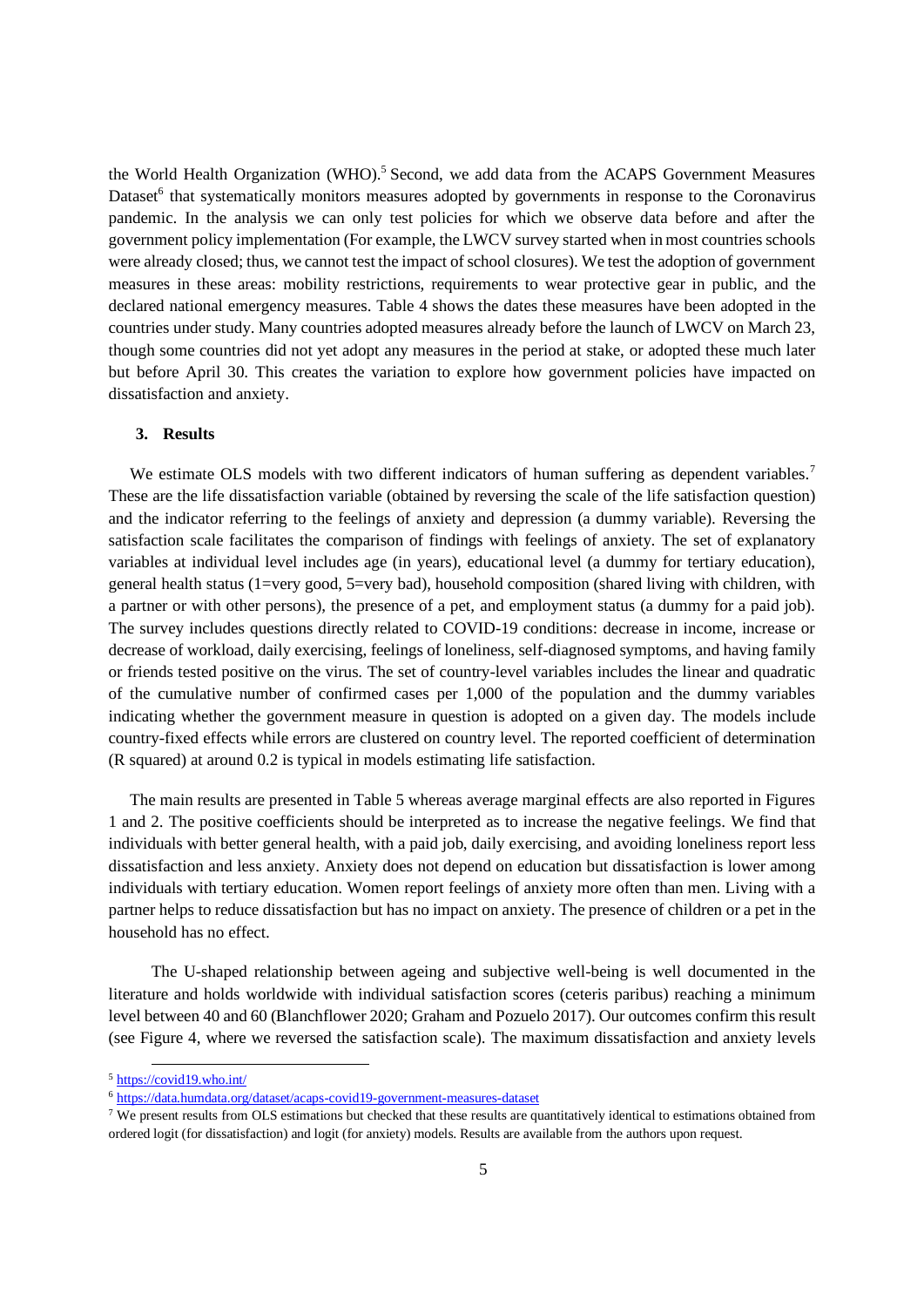the World Health Organization (WHO).[5] Second, we add data from the ACAPS Government Measures Dataset[6] that systematically monitors measures adopted by governments in response to the Coronavirus pandemic. In the analysis we can only test policies for which we observe data before and after the government policy implementation (For example, the LWCV survey started when in most countries schools were already closed; thus, we cannot test the impact of school closures). We test the adoption of government measures in these areas: mobility restrictions, requirements to wear protective gear in public, and the declared national emergency measures. Table 4 shows the dates these measures have been adopted in the countries under study. Many countries adopted measures already before the launch of LWCV on March 23, though some countries did not yet adopt any measures in the period at stake, or adopted these much later but before April 30. This creates the variation to explore how government policies have impacted on dissatisfaction and anxiety.

## 3. Results

We estimate OLS models with two different indicators of human suffering as dependent variables.[7] These are the life dissatisfaction variable (obtained by reversing the scale of the life satisfaction question) and the indicator referring to the feelings of anxiety and depression (a dummy variable). Reversing the satisfaction scale facilitates the comparison of findings with feelings of anxiety. The set of explanatory variables at individual level includes age (in years), educational level (a dummy for tertiary education), general health status (1=very good, 5=very bad), household composition (shared living with children, with a partner or with other persons), the presence of a pet, and employment status (a dummy for a paid job). The survey includes questions directly related to COVID-19 conditions: decrease in income, increase or decrease of workload, daily exercising, feelings of loneliness, self-diagnosed symptoms, and having family or friends tested positive on the virus. The set of country-level variables includes the linear and quadratic of the cumulative number of confirmed cases per 1,000 of the population and the dummy variables indicating whether the government measure in question is adopted on a given day. The models include country-fixed effects while errors are clustered on country level. The reported coefficient of determination (R squared) at around 0.2 is typical in models estimating life satisfaction.

The main results are presented in Table 5 whereas average marginal effects are also reported in Figures 1 and 2. The positive coefficients should be interpreted as to increase the negative feelings. We find that individuals with better general health, with a paid job, daily exercising, and avoiding loneliness report less dissatisfaction and less anxiety. Anxiety does not depend on education but dissatisfaction is lower among individuals with tertiary education. Women report feelings of anxiety more often than men. Living with a partner helps to reduce dissatisfaction but has no impact on anxiety. The presence of children or a pet in the household has no effect.

The U-shaped relationship between ageing and subjective well-being is well documented in the literature and holds worldwide with individual satisfaction scores (ceteris paribus) reaching a minimum level between 40 and 60 (Blanchflower 2020; Graham and Pozuelo 2017). Our outcomes confirm this result (see Figure 4, where we reversed the satisfaction scale). The maximum dissatisfaction and anxiety levels

---

[5] https://covid19.who.int/

[6] https://data.humdata.org/dataset/acaps-covid19-government-measures-dataset

[7] We present results from OLS estimations but checked that these results are quantitatively identical to estimations obtained from ordered logit (for dissatisfaction) and logit (for anxiety) models. Results are available from the authors upon request.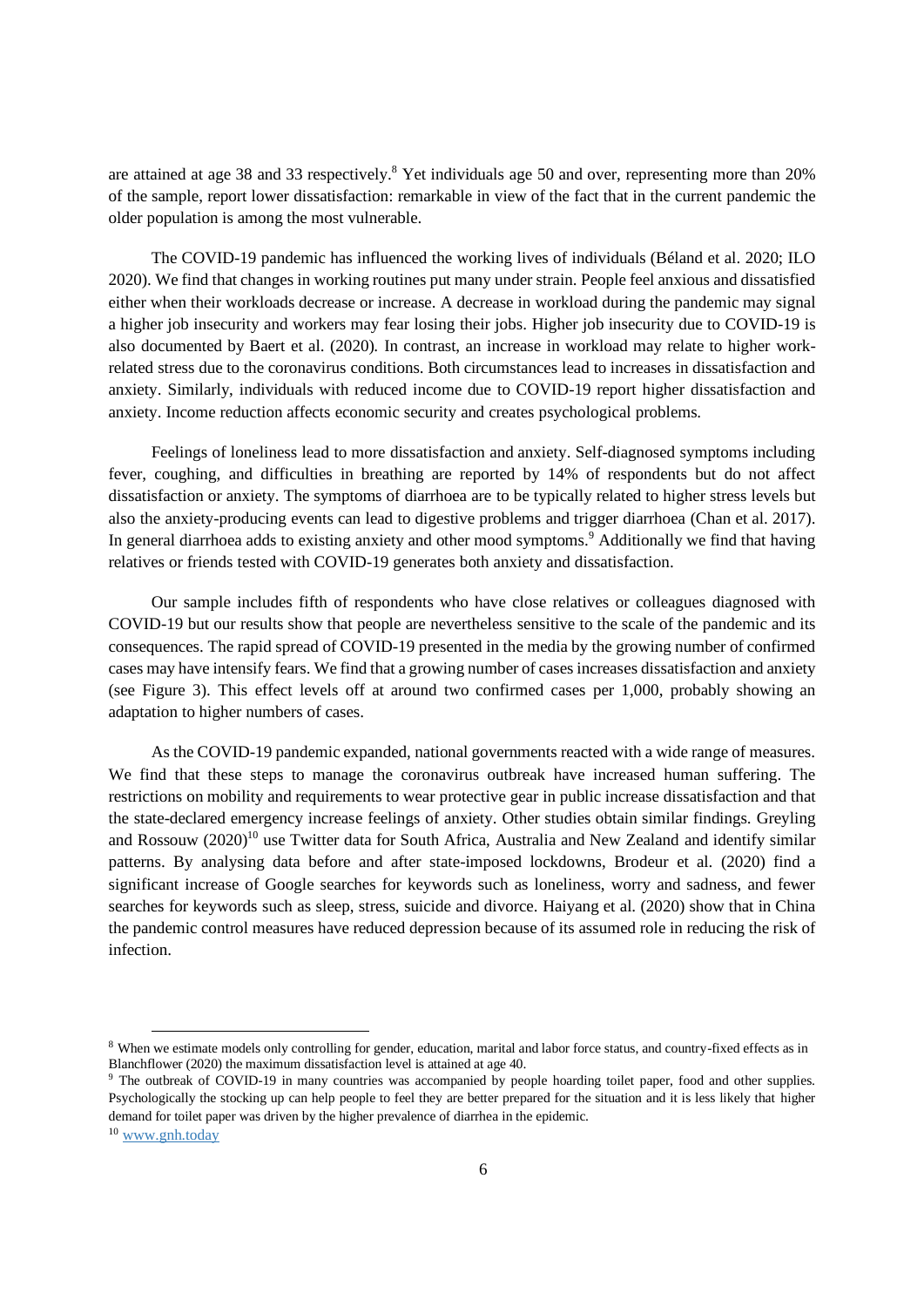are attained at age 38 and 33 respectively.[8] Yet individuals age 50 and over, representing more than 20% of the sample, report lower dissatisfaction: remarkable in view of the fact that in the current pandemic the older population is among the most vulnerable.

The COVID-19 pandemic has influenced the working lives of individuals (Béland et al. 2020; ILO 2020). We find that changes in working routines put many under strain. People feel anxious and dissatisfied either when their workloads decrease or increase. A decrease in workload during the pandemic may signal a higher job insecurity and workers may fear losing their jobs. Higher job insecurity due to COVID-19 is also documented by Baert et al. (2020). In contrast, an increase in workload may relate to higher work-related stress due to the coronavirus conditions. Both circumstances lead to increases in dissatisfaction and anxiety. Similarly, individuals with reduced income due to COVID-19 report higher dissatisfaction and anxiety. Income reduction affects economic security and creates psychological problems.

Feelings of loneliness lead to more dissatisfaction and anxiety. Self-diagnosed symptoms including fever, coughing, and difficulties in breathing are reported by 14% of respondents but do not affect dissatisfaction or anxiety. The symptoms of diarrhoea are to be typically related to higher stress levels but also the anxiety-producing events can lead to digestive problems and trigger diarrhoea (Chan et al. 2017). In general diarrhoea adds to existing anxiety and other mood symptoms.[9] Additionally we find that having relatives or friends tested with COVID-19 generates both anxiety and dissatisfaction.

Our sample includes fifth of respondents who have close relatives or colleagues diagnosed with COVID-19 but our results show that people are nevertheless sensitive to the scale of the pandemic and its consequences. The rapid spread of COVID-19 presented in the media by the growing number of confirmed cases may have intensify fears. We find that a growing number of cases increases dissatisfaction and anxiety (see Figure 3). This effect levels off at around two confirmed cases per 1,000, probably showing an adaptation to higher numbers of cases.

As the COVID-19 pandemic expanded, national governments reacted with a wide range of measures. We find that these steps to manage the coronavirus outbreak have increased human suffering. The restrictions on mobility and requirements to wear protective gear in public increase dissatisfaction and that the state-declared emergency increase feelings of anxiety. Other studies obtain similar findings. Greyling and Rossouw (2020)[10] use Twitter data for South Africa, Australia and New Zealand and identify similar patterns. By analysing data before and after state-imposed lockdowns, Brodeur et al. (2020) find a significant increase of Google searches for keywords such as loneliness, worry and sadness, and fewer searches for keywords such as sleep, stress, suicide and divorce. Haiyang et al. (2020) show that in China the pandemic control measures have reduced depression because of its assumed role in reducing the risk of infection.

---

[8] When we estimate models only controlling for gender, education, marital and labor force status, and country-fixed effects as in Blanchflower (2020) the maximum dissatisfaction level is attained at age 40.

[9] The outbreak of COVID-19 in many countries was accompanied by people hoarding toilet paper, food and other supplies. Psychologically the stocking up can help people to feel they are better prepared for the situation and it is less likely that higher demand for toilet paper was driven by the higher prevalence of diarrhea in the epidemic.

[10] www.gnh.today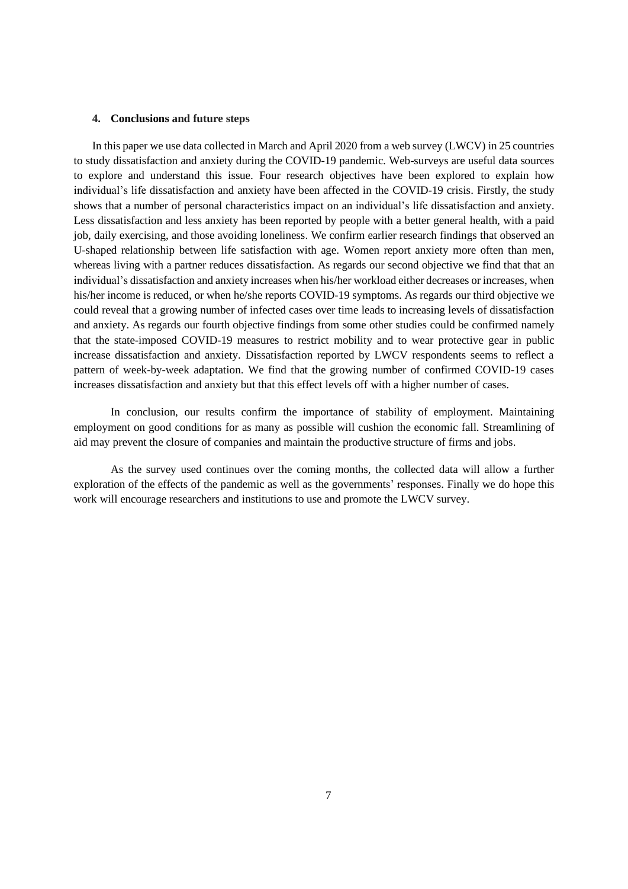## 4. Conclusions and future steps

In this paper we use data collected in March and April 2020 from a web survey (LWCV) in 25 countries to study dissatisfaction and anxiety during the COVID-19 pandemic. Web-surveys are useful data sources to explore and understand this issue. Four research objectives have been explored to explain how individual's life dissatisfaction and anxiety have been affected in the COVID-19 crisis. Firstly, the study shows that a number of personal characteristics impact on an individual's life dissatisfaction and anxiety. Less dissatisfaction and less anxiety has been reported by people with a better general health, with a paid job, daily exercising, and those avoiding loneliness. We confirm earlier research findings that observed an U-shaped relationship between life satisfaction with age. Women report anxiety more often than men, whereas living with a partner reduces dissatisfaction. As regards our second objective we find that that an individual's dissatisfaction and anxiety increases when his/her workload either decreases or increases, when his/her income is reduced, or when he/she reports COVID-19 symptoms. As regards our third objective we could reveal that a growing number of infected cases over time leads to increasing levels of dissatisfaction and anxiety. As regards our fourth objective findings from some other studies could be confirmed namely that the state-imposed COVID-19 measures to restrict mobility and to wear protective gear in public increase dissatisfaction and anxiety. Dissatisfaction reported by LWCV respondents seems to reflect a pattern of week-by-week adaptation. We find that the growing number of confirmed COVID-19 cases increases dissatisfaction and anxiety but that this effect levels off with a higher number of cases.

In conclusion, our results confirm the importance of stability of employment. Maintaining employment on good conditions for as many as possible will cushion the economic fall. Streamlining of aid may prevent the closure of companies and maintain the productive structure of firms and jobs.

As the survey used continues over the coming months, the collected data will allow a further exploration of the effects of the pandemic as well as the governments' responses. Finally we do hope this work will encourage researchers and institutions to use and promote the LWCV survey.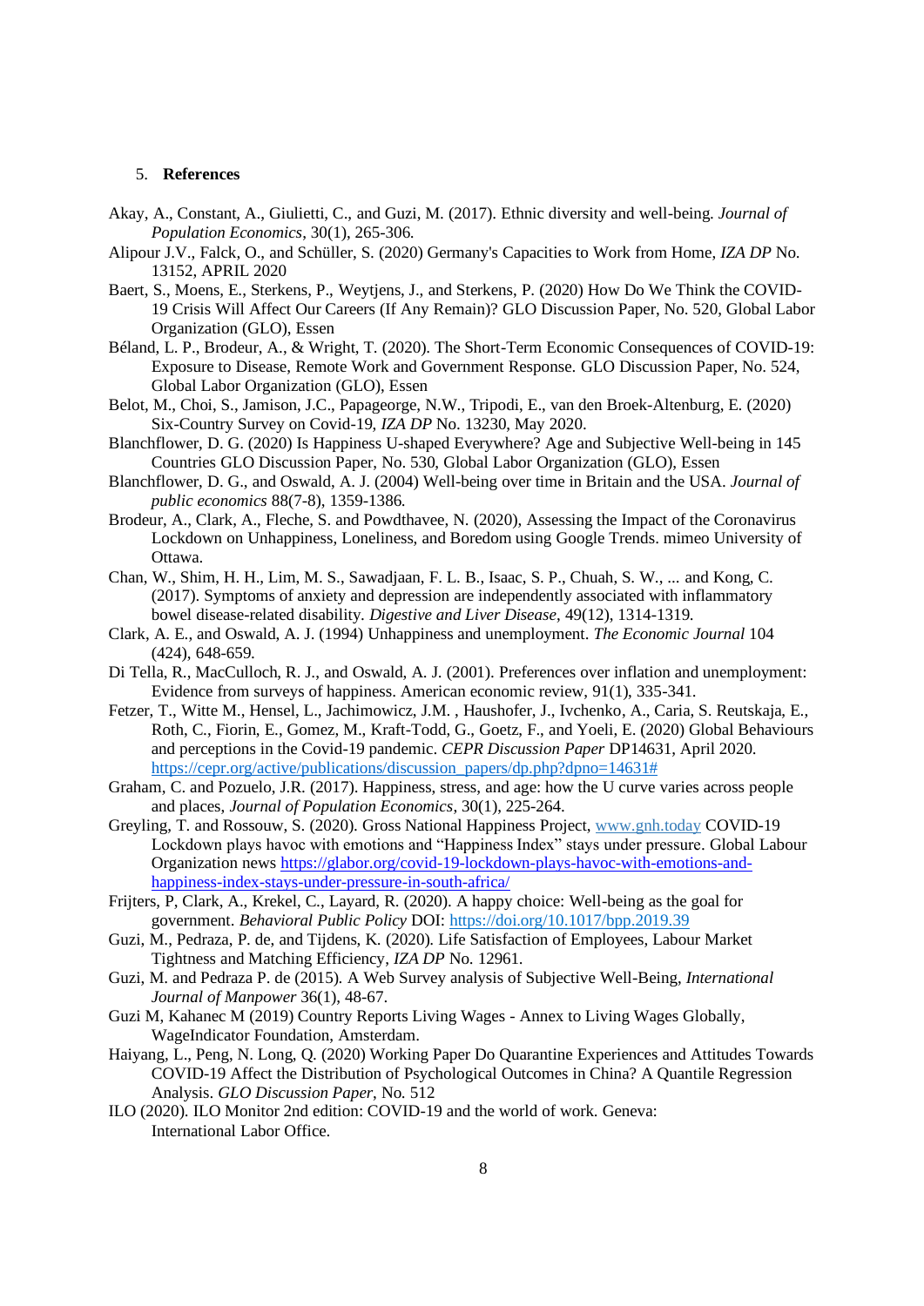## 5. **References**

Akay, A., Constant, A., Giulietti, C., and Guzi, M. (2017). Ethnic diversity and well-being. *Journal of Population Economics*, 30(1), 265-306.

Alipour J.V., Falck, O., and Schüller, S. (2020) Germany's Capacities to Work from Home, *IZA DP* No. 13152, APRIL 2020

Baert, S., Moens, E., Sterkens, P., Weytjens, J., and Sterkens, P. (2020) How Do We Think the COVID-19 Crisis Will Affect Our Careers (If Any Remain)? GLO Discussion Paper, No. 520, Global Labor Organization (GLO), Essen

Béland, L. P., Brodeur, A., & Wright, T. (2020). The Short-Term Economic Consequences of COVID-19: Exposure to Disease, Remote Work and Government Response. GLO Discussion Paper, No. 524, Global Labor Organization (GLO), Essen

Belot, M., Choi, S., Jamison, J.C., Papageorge, N.W., Tripodi, E., van den Broek-Altenburg, E. (2020) Six-Country Survey on Covid-19, *IZA DP* No. 13230, May 2020.

Blanchflower, D. G. (2020) Is Happiness U-shaped Everywhere? Age and Subjective Well-being in 145 Countries GLO Discussion Paper, No. 530, Global Labor Organization (GLO), Essen

Blanchflower, D. G., and Oswald, A. J. (2004) Well-being over time in Britain and the USA. *Journal of public economics* 88(7-8), 1359-1386.

Brodeur, A., Clark, A., Fleche, S. and Powdthavee, N. (2020), Assessing the Impact of the Coronavirus Lockdown on Unhappiness, Loneliness, and Boredom using Google Trends. mimeo University of Ottawa.

Chan, W., Shim, H. H., Lim, M. S., Sawadjaan, F. L. B., Isaac, S. P., Chuah, S. W., ... and Kong, C. (2017). Symptoms of anxiety and depression are independently associated with inflammatory bowel disease-related disability. *Digestive and Liver Disease*, 49(12), 1314-1319.

Clark, A. E., and Oswald, A. J. (1994) Unhappiness and unemployment. *The Economic Journal* 104 (424), 648-659.

Di Tella, R., MacCulloch, R. J., and Oswald, A. J. (2001). Preferences over inflation and unemployment: Evidence from surveys of happiness. American economic review, 91(1), 335-341.

Fetzer, T., Witte M., Hensel, L., Jachimowicz, J.M. , Haushofer, J., Ivchenko, A., Caria, S. Reutskaja, E., Roth, C., Fiorin, E., Gomez, M., Kraft-Todd, G., Goetz, F., and Yoeli, E. (2020) Global Behaviours and perceptions in the Covid-19 pandemic. *CEPR Discussion Paper* DP14631, April 2020. https://cepr.org/active/publications/discussion_papers/dp.php?dpno=14631#

Graham, C. and Pozuelo, J.R. (2017). Happiness, stress, and age: how the U curve varies across people and places, *Journal of Population Economics*, 30(1), 225-264.

Greyling, T. and Rossouw, S. (2020). Gross National Happiness Project, www.gnh.today COVID-19 Lockdown plays havoc with emotions and "Happiness Index" stays under pressure. Global Labour Organization news https://glabor.org/covid-19-lockdown-plays-havoc-with-emotions-and-happiness-index-stays-under-pressure-in-south-africa/

Frijters, P, Clark, A., Krekel, C., Layard, R. (2020). A happy choice: Well-being as the goal for government. *Behavioral Public Policy* DOI: https://doi.org/10.1017/bpp.2019.39

Guzi, M., Pedraza, P. de, and Tijdens, K. (2020). Life Satisfaction of Employees, Labour Market Tightness and Matching Efficiency, *IZA DP* No. 12961.

Guzi, M. and Pedraza P. de (2015). A Web Survey analysis of Subjective Well-Being, *International Journal of Manpower* 36(1), 48-67.

Guzi M, Kahanec M (2019) Country Reports Living Wages - Annex to Living Wages Globally, WageIndicator Foundation, Amsterdam.

Haiyang, L., Peng, N. Long, Q. (2020) Working Paper Do Quarantine Experiences and Attitudes Towards COVID-19 Affect the Distribution of Psychological Outcomes in China? A Quantile Regression Analysis. *GLO Discussion Paper*, No. 512

ILO (2020). ILO Monitor 2nd edition: COVID-19 and the world of work. Geneva: International Labor Office.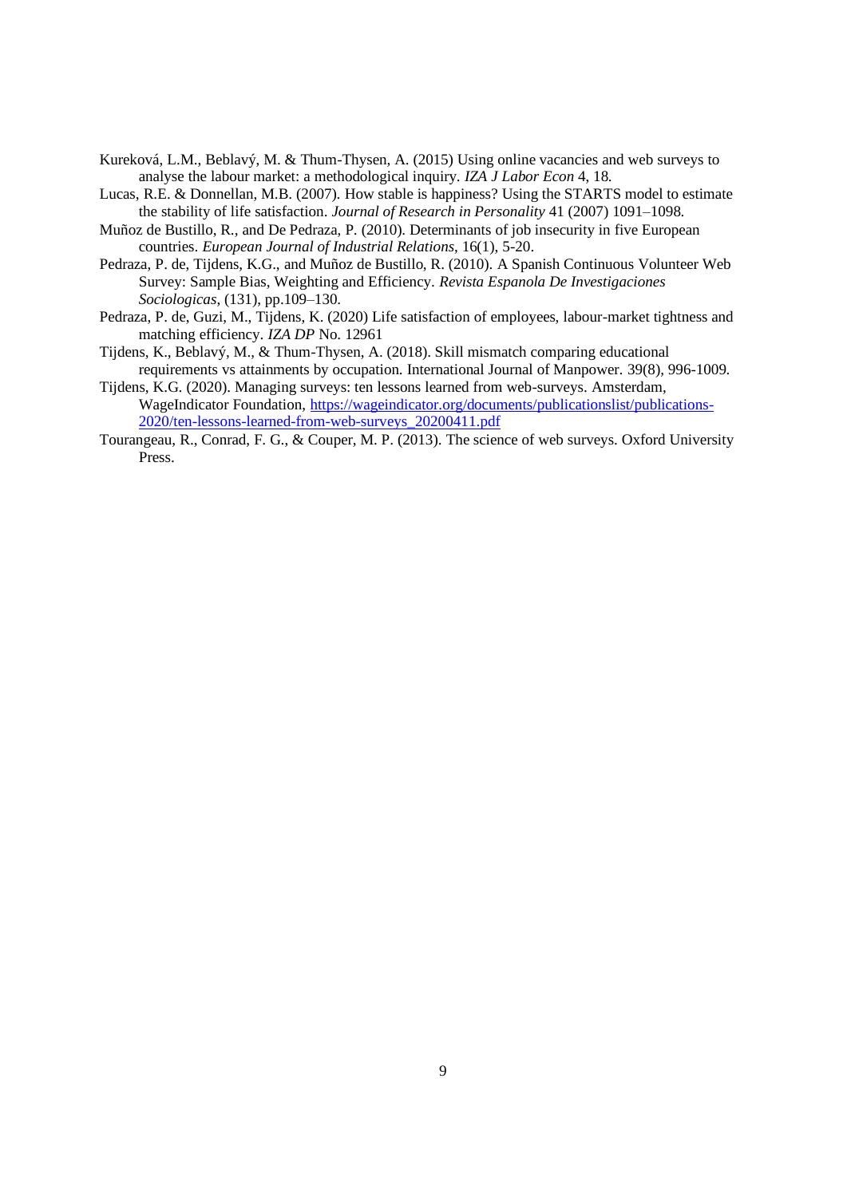Kureková, L.M., Beblavý, M. & Thum-Thysen, A. (2015) Using online vacancies and web surveys to analyse the labour market: a methodological inquiry. *IZA J Labor Econ* 4, 18.

Lucas, R.E. & Donnellan, M.B. (2007). How stable is happiness? Using the STARTS model to estimate the stability of life satisfaction. *Journal of Research in Personality* 41 (2007) 1091–1098.

Muñoz de Bustillo, R., and De Pedraza, P. (2010). Determinants of job insecurity in five European countries. *European Journal of Industrial Relations*, 16(1), 5-20.

Pedraza, P. de, Tijdens, K.G., and Muñoz de Bustillo, R. (2010). A Spanish Continuous Volunteer Web Survey: Sample Bias, Weighting and Efficiency. *Revista Espanola De Investigaciones Sociologicas*, (131), pp.109–130.

Pedraza, P. de, Guzi, M., Tijdens, K. (2020) Life satisfaction of employees, labour-market tightness and matching efficiency. *IZA DP* No. 12961

Tijdens, K., Beblavý, M., & Thum-Thysen, A. (2018). Skill mismatch comparing educational requirements vs attainments by occupation. International Journal of Manpower. 39(8), 996-1009.

Tijdens, K.G. (2020). Managing surveys: ten lessons learned from web-surveys. Amsterdam, WageIndicator Foundation, https://wageindicator.org/documents/publicationslist/publications-2020/ten-lessons-learned-from-web-surveys_20200411.pdf

Tourangeau, R., Conrad, F. G., & Couper, M. P. (2013). The science of web surveys. Oxford University Press.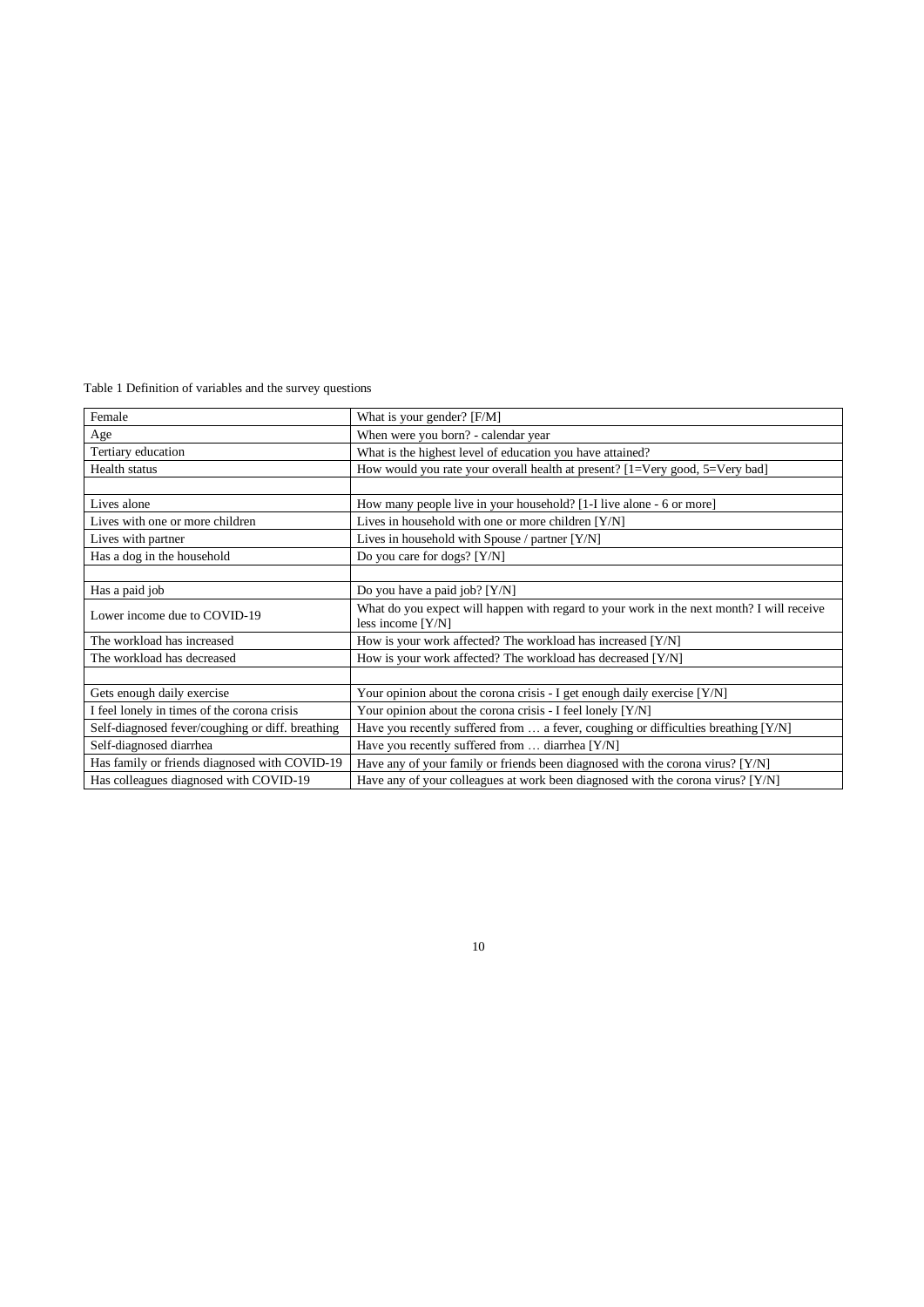Table 1 Definition of variables and the survey questions

| | |
|---|---|
| Female | What is your gender? [F/M] |
| Age | When were you born? - calendar year |
| Tertiary education | What is the highest level of education you have attained? |
| Health status | How would you rate your overall health at present? [1=Very good, 5=Very bad] |
| | |
| Lives alone | How many people live in your household? [1-I live alone - 6 or more] |
| Lives with one or more children | Lives in household with one or more children [Y/N] |
| Lives with partner | Lives in household with Spouse / partner [Y/N] |
| Has a dog in the household | Do you care for dogs? [Y/N] |
| | |
| Has a paid job | Do you have a paid job? [Y/N] |
| Lower income due to COVID-19 | What do you expect will happen with regard to your work in the next month? I will receive less income [Y/N] |
| The workload has increased | How is your work affected? The workload has increased [Y/N] |
| The workload has decreased | How is your work affected? The workload has decreased [Y/N] |
| | |
| Gets enough daily exercise | Your opinion about the corona crisis - I get enough daily exercise [Y/N] |
| I feel lonely in times of the corona crisis | Your opinion about the corona crisis - I feel lonely [Y/N] |
| Self-diagnosed fever/coughing or diff. breathing | Have you recently suffered from … a fever, coughing or difficulties breathing [Y/N] |
| Self-diagnosed diarrhea | Have you recently suffered from … diarrhea [Y/N] |
| Has family or friends diagnosed with COVID-19 | Have any of your family or friends been diagnosed with the corona virus? [Y/N] |
| Has colleagues diagnosed with COVID-19 | Have any of your colleagues at work been diagnosed with the corona virus? [Y/N] |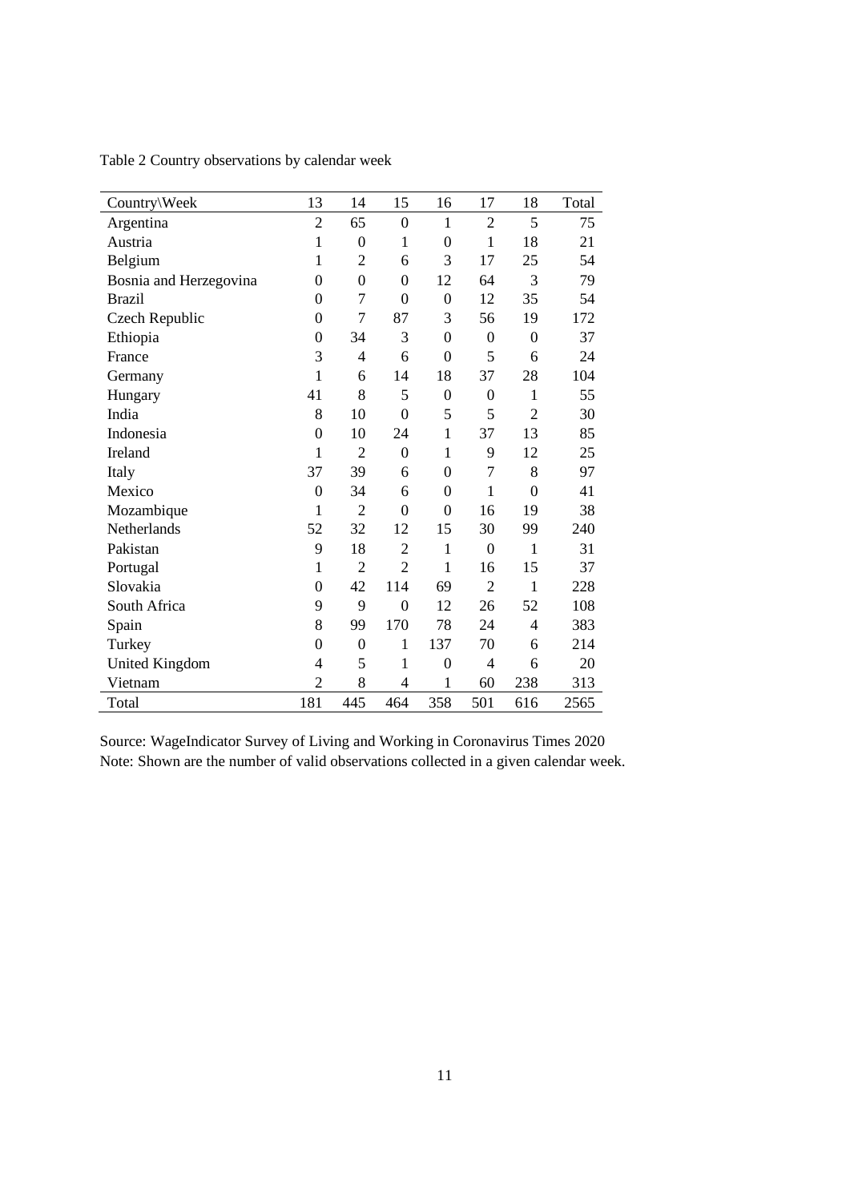Table 2 Country observations by calendar week

| Country\Week | 13 | 14 | 15 | 16 | 17 | 18 | Total |
|---|---|---|---|---|---|---|---|
| Argentina | 2 | 65 | 0 | 1 | 2 | 5 | 75 |
| Austria | 1 | 0 | 1 | 0 | 1 | 18 | 21 |
| Belgium | 1 | 2 | 6 | 3 | 17 | 25 | 54 |
| Bosnia and Herzegovina | 0 | 0 | 0 | 12 | 64 | 3 | 79 |
| Brazil | 0 | 7 | 0 | 0 | 12 | 35 | 54 |
| Czech Republic | 0 | 7 | 87 | 3 | 56 | 19 | 172 |
| Ethiopia | 0 | 34 | 3 | 0 | 0 | 0 | 37 |
| France | 3 | 4 | 6 | 0 | 5 | 6 | 24 |
| Germany | 1 | 6 | 14 | 18 | 37 | 28 | 104 |
| Hungary | 41 | 8 | 5 | 0 | 0 | 1 | 55 |
| India | 8 | 10 | 0 | 5 | 5 | 2 | 30 |
| Indonesia | 0 | 10 | 24 | 1 | 37 | 13 | 85 |
| Ireland | 1 | 2 | 0 | 1 | 9 | 12 | 25 |
| Italy | 37 | 39 | 6 | 0 | 7 | 8 | 97 |
| Mexico | 0 | 34 | 6 | 0 | 1 | 0 | 41 |
| Mozambique | 1 | 2 | 0 | 0 | 16 | 19 | 38 |
| Netherlands | 52 | 32 | 12 | 15 | 30 | 99 | 240 |
| Pakistan | 9 | 18 | 2 | 1 | 0 | 1 | 31 |
| Portugal | 1 | 2 | 2 | 1 | 16 | 15 | 37 |
| Slovakia | 0 | 42 | 114 | 69 | 2 | 1 | 228 |
| South Africa | 9 | 9 | 0 | 12 | 26 | 52 | 108 |
| Spain | 8 | 99 | 170 | 78 | 24 | 4 | 383 |
| Turkey | 0 | 0 | 1 | 137 | 70 | 6 | 214 |
| United Kingdom | 4 | 5 | 1 | 0 | 4 | 6 | 20 |
| Vietnam | 2 | 8 | 4 | 1 | 60 | 238 | 313 |
| Total | 181 | 445 | 464 | 358 | 501 | 616 | 2565 |

Source: WageIndicator Survey of Living and Working in Coronavirus Times 2020
Note: Shown are the number of valid observations collected in a given calendar week.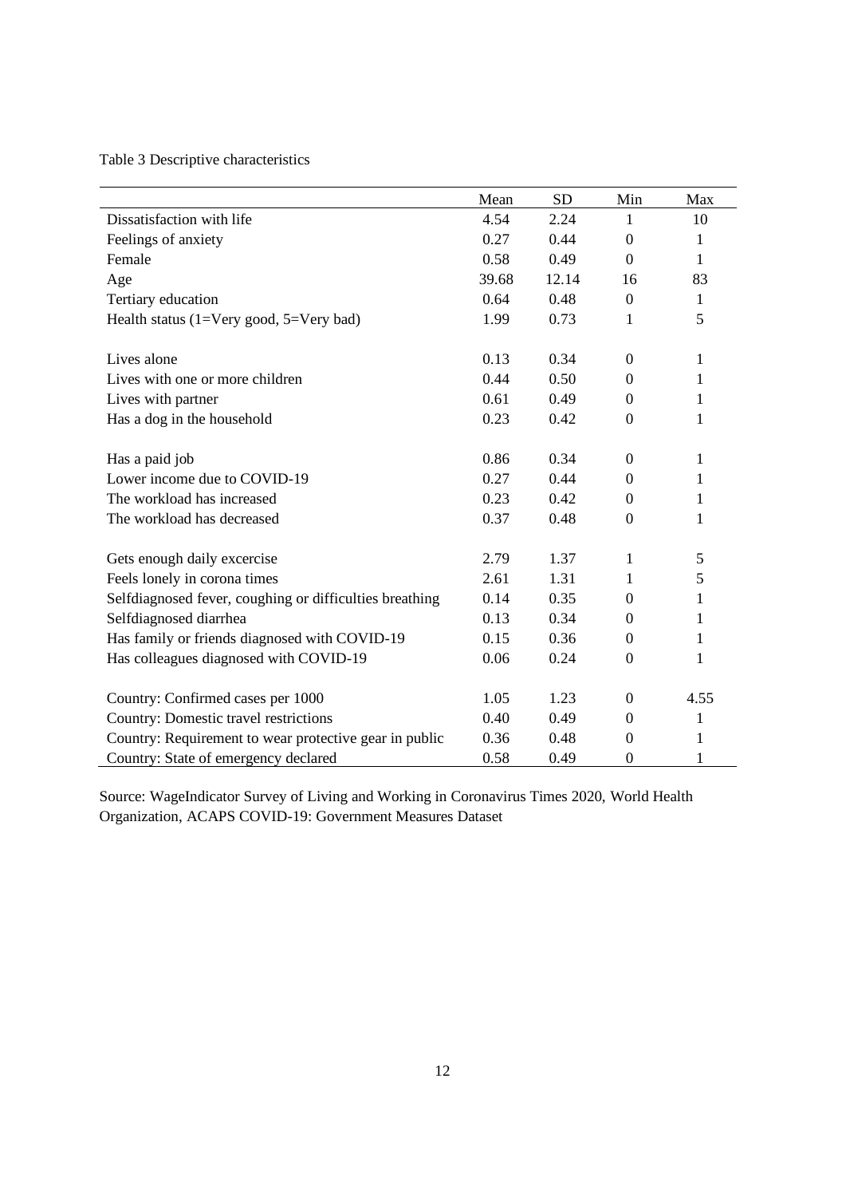Table 3 Descriptive characteristics

| | Mean | SD | Min | Max |
|---|---|---|---|---|
| Dissatisfaction with life | 4.54 | 2.24 | 1 | 10 |
| Feelings of anxiety | 0.27 | 0.44 | 0 | 1 |
| Female | 0.58 | 0.49 | 0 | 1 |
| Age | 39.68 | 12.14 | 16 | 83 |
| Tertiary education | 0.64 | 0.48 | 0 | 1 |
| Health status (1=Very good, 5=Very bad) | 1.99 | 0.73 | 1 | 5 |
| | | | | |
| Lives alone | 0.13 | 0.34 | 0 | 1 |
| Lives with one or more children | 0.44 | 0.50 | 0 | 1 |
| Lives with partner | 0.61 | 0.49 | 0 | 1 |
| Has a dog in the household | 0.23 | 0.42 | 0 | 1 |
| | | | | |
| Has a paid job | 0.86 | 0.34 | 0 | 1 |
| Lower income due to COVID-19 | 0.27 | 0.44 | 0 | 1 |
| The workload has increased | 0.23 | 0.42 | 0 | 1 |
| The workload has decreased | 0.37 | 0.48 | 0 | 1 |
| | | | | |
| Gets enough daily excercise | 2.79 | 1.37 | 1 | 5 |
| Feels lonely in corona times | 2.61 | 1.31 | 1 | 5 |
| Selfdiagnosed fever, coughing or difficulties breathing | 0.14 | 0.35 | 0 | 1 |
| Selfdiagnosed diarrhea | 0.13 | 0.34 | 0 | 1 |
| Has family or friends diagnosed with COVID-19 | 0.15 | 0.36 | 0 | 1 |
| Has colleagues diagnosed with COVID-19 | 0.06 | 0.24 | 0 | 1 |
| | | | | |
| Country: Confirmed cases per 1000 | 1.05 | 1.23 | 0 | 4.55 |
| Country: Domestic travel restrictions | 0.40 | 0.49 | 0 | 1 |
| Country: Requirement to wear protective gear in public | 0.36 | 0.48 | 0 | 1 |
| Country: State of emergency declared | 0.58 | 0.49 | 0 | 1 |

Source: WageIndicator Survey of Living and Working in Coronavirus Times 2020, World Health Organization, ACAPS COVID-19: Government Measures Dataset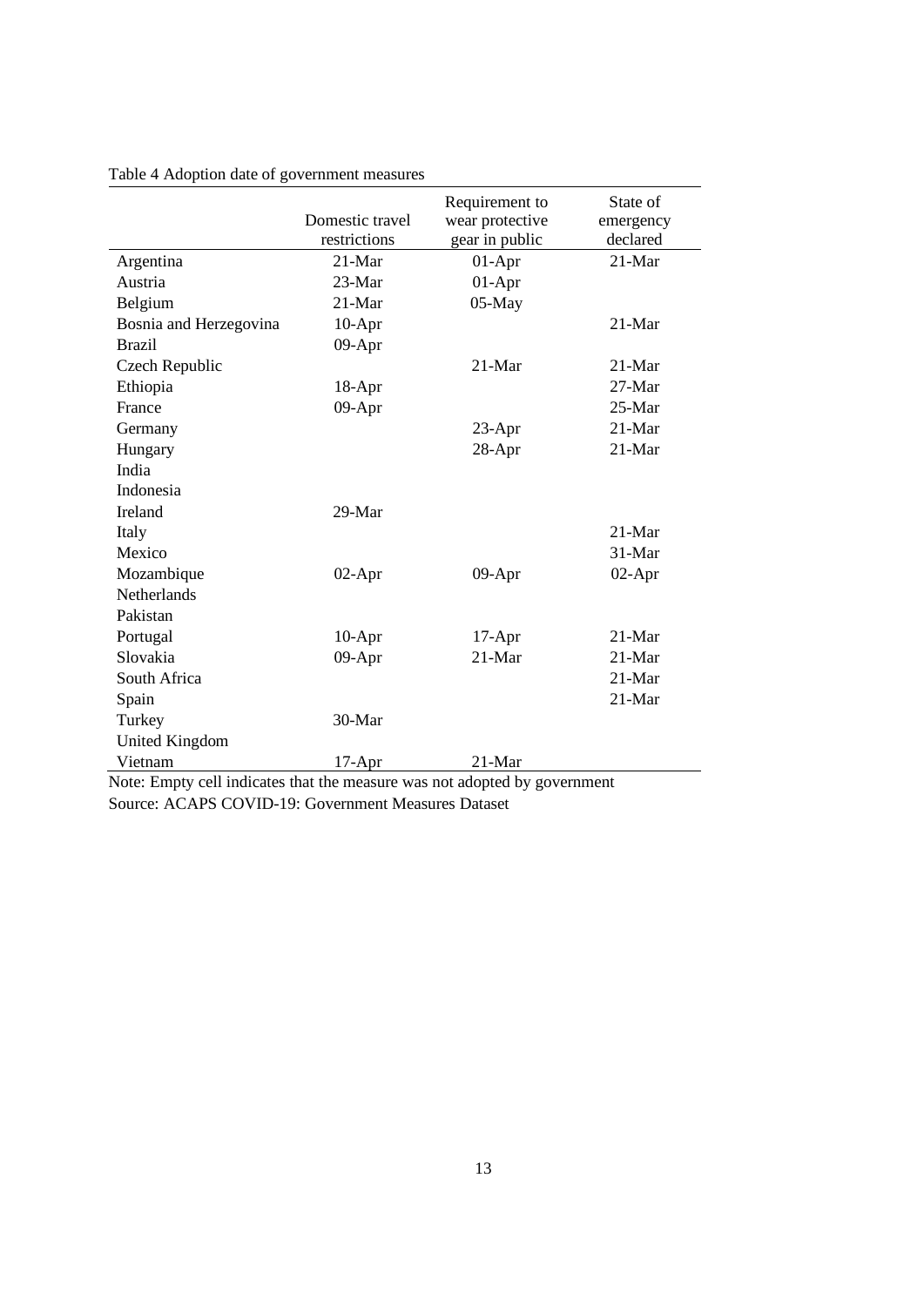Table 4 Adoption date of government measures

| | Domestic travel restrictions | Requirement to wear protective gear in public | State of emergency declared |
|---|---|---|---|
| Argentina | 21-Mar | 01-Apr | 21-Mar |
| Austria | 23-Mar | 01-Apr | |
| Belgium | 21-Mar | 05-May | |
| Bosnia and Herzegovina | 10-Apr | | 21-Mar |
| Brazil | 09-Apr | | |
| Czech Republic | | 21-Mar | 21-Mar |
| Ethiopia | 18-Apr | | 27-Mar |
| France | 09-Apr | | 25-Mar |
| Germany | | 23-Apr | 21-Mar |
| Hungary | | 28-Apr | 21-Mar |
| India | | | |
| Indonesia | | | |
| Ireland | 29-Mar | | |
| Italy | | | 21-Mar |
| Mexico | | | 31-Mar |
| Mozambique | 02-Apr | 09-Apr | 02-Apr |
| Netherlands | | | |
| Pakistan | | | |
| Portugal | 10-Apr | 17-Apr | 21-Mar |
| Slovakia | 09-Apr | 21-Mar | 21-Mar |
| South Africa | | | 21-Mar |
| Spain | | | 21-Mar |
| Turkey | 30-Mar | | |
| United Kingdom | | | |
| Vietnam | 17-Apr | 21-Mar | |

Note: Empty cell indicates that the measure was not adopted by government
Source: ACAPS COVID-19: Government Measures Dataset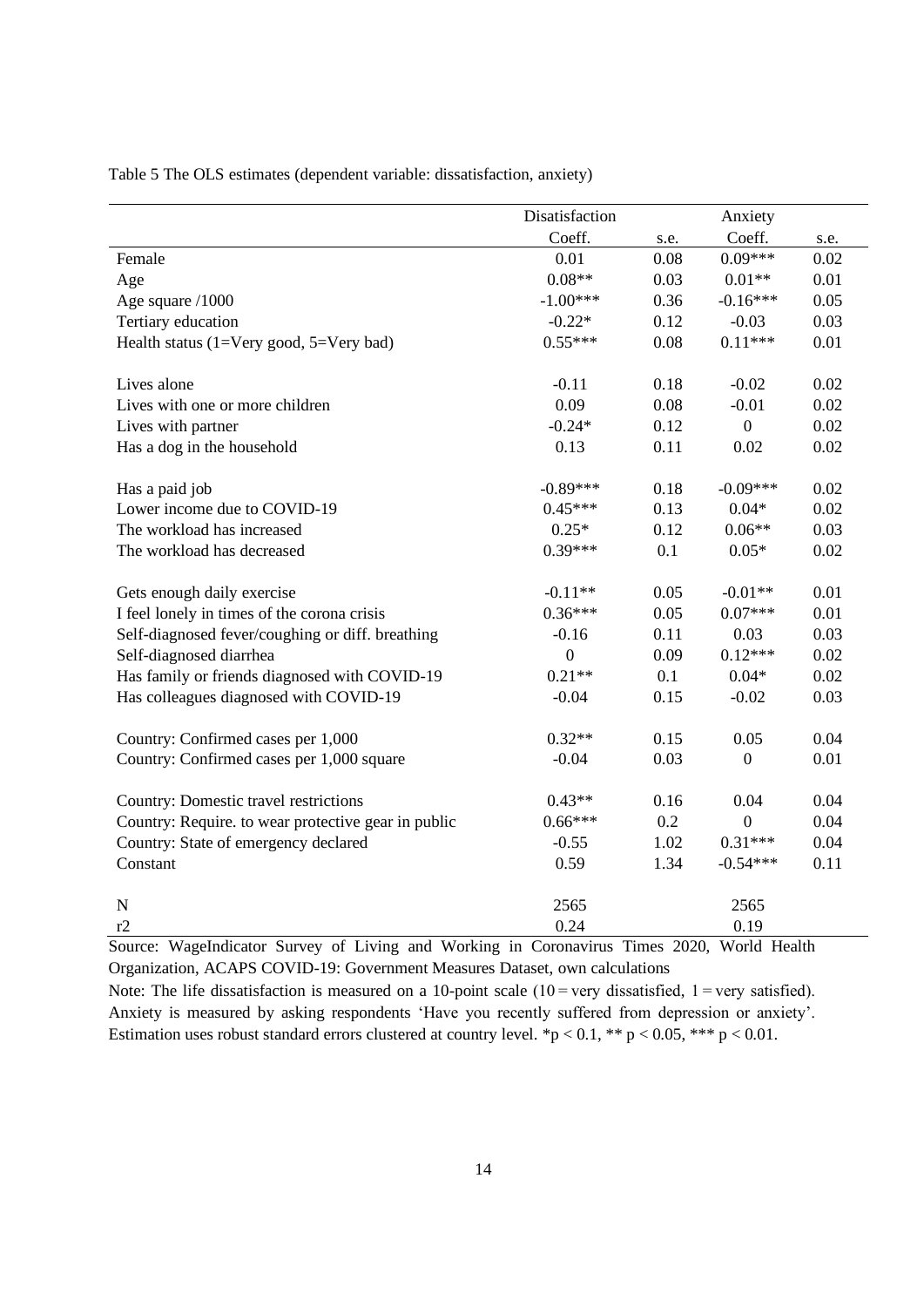Table 5 The OLS estimates (dependent variable: dissatisfaction, anxiety)

| | Disatisfaction | | Anxiety | |
|---|---|---|---|---|
| | Coeff. | s.e. | Coeff. | s.e. |
| Female | 0.01 | 0.08 | 0.09*** | 0.02 |
| Age | 0.08** | 0.03 | 0.01** | 0.01 |
| Age square /1000 | -1.00*** | 0.36 | -0.16*** | 0.05 |
| Tertiary education | -0.22* | 0.12 | -0.03 | 0.03 |
| Health status (1=Very good, 5=Very bad) | 0.55*** | 0.08 | 0.11*** | 0.01 |
| Lives alone | -0.11 | 0.18 | -0.02 | 0.02 |
| Lives with one or more children | 0.09 | 0.08 | -0.01 | 0.02 |
| Lives with partner | -0.24* | 0.12 | 0 | 0.02 |
| Has a dog in the household | 0.13 | 0.11 | 0.02 | 0.02 |
| Has a paid job | -0.89*** | 0.18 | -0.09*** | 0.02 |
| Lower income due to COVID-19 | 0.45*** | 0.13 | 0.04* | 0.02 |
| The workload has increased | 0.25* | 0.12 | 0.06** | 0.03 |
| The workload has decreased | 0.39*** | 0.1 | 0.05* | 0.02 |
| Gets enough daily exercise | -0.11** | 0.05 | -0.01** | 0.01 |
| I feel lonely in times of the corona crisis | 0.36*** | 0.05 | 0.07*** | 0.01 |
| Self-diagnosed fever/coughing or diff. breathing | -0.16 | 0.11 | 0.03 | 0.03 |
| Self-diagnosed diarrhea | 0 | 0.09 | 0.12*** | 0.02 |
| Has family or friends diagnosed with COVID-19 | 0.21** | 0.1 | 0.04* | 0.02 |
| Has colleagues diagnosed with COVID-19 | -0.04 | 0.15 | -0.02 | 0.03 |
| Country: Confirmed cases per 1,000 | 0.32** | 0.15 | 0.05 | 0.04 |
| Country: Confirmed cases per 1,000 square | -0.04 | 0.03 | 0 | 0.01 |
| Country: Domestic travel restrictions | 0.43** | 0.16 | 0.04 | 0.04 |
| Country: Require. to wear protective gear in public | 0.66*** | 0.2 | 0 | 0.04 |
| Country: State of emergency declared | -0.55 | 1.02 | 0.31*** | 0.04 |
| Constant | 0.59 | 1.34 | -0.54*** | 0.11 |
| N | 2565 | | 2565 | |
| r2 | 0.24 | | 0.19 | |

Source: WageIndicator Survey of Living and Working in Coronavirus Times 2020, World Health Organization, ACAPS COVID-19: Government Measures Dataset, own calculations

Note: The life dissatisfaction is measured on a 10-point scale (10 = very dissatisfied, 1 = very satisfied). Anxiety is measured by asking respondents 'Have you recently suffered from depression or anxiety'. Estimation uses robust standard errors clustered at country level. *$p < 0.1$, ** $p < 0.05$, *** $p < 0.01$.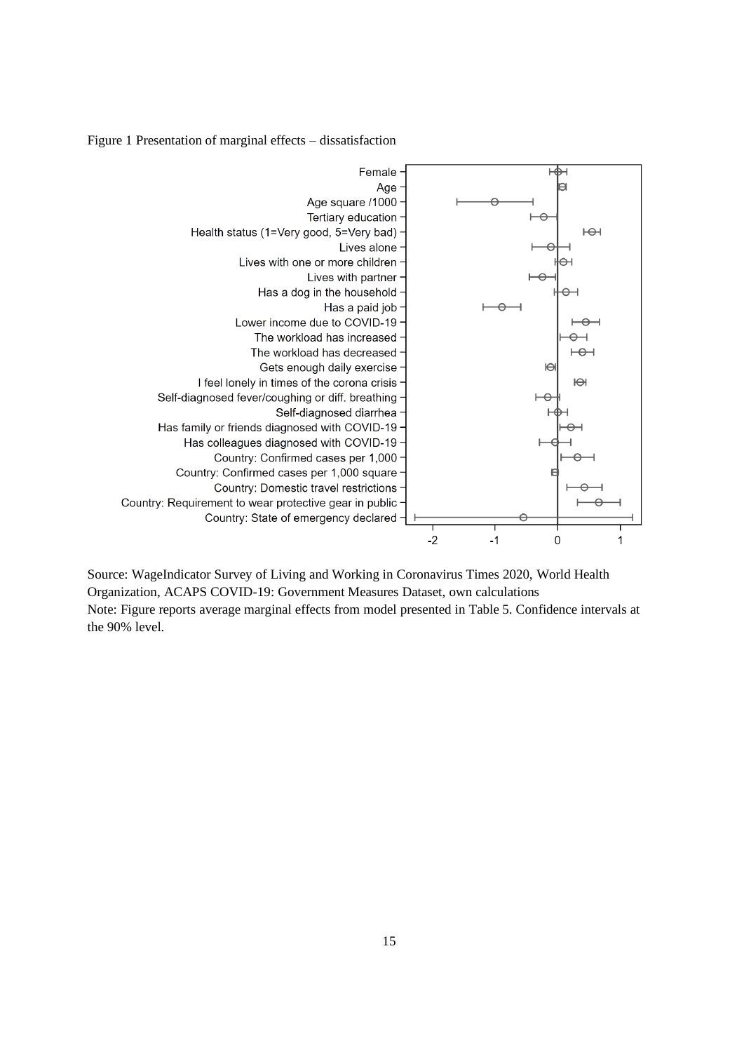Figure 1 Presentation of marginal effects – dissatisfaction

Source: WageIndicator Survey of Living and Working in Coronavirus Times 2020, World Health Organization, ACAPS COVID-19: Government Measures Dataset, own calculations

Note: Figure reports average marginal effects from model presented in Table 5. Confidence intervals at the 90% level.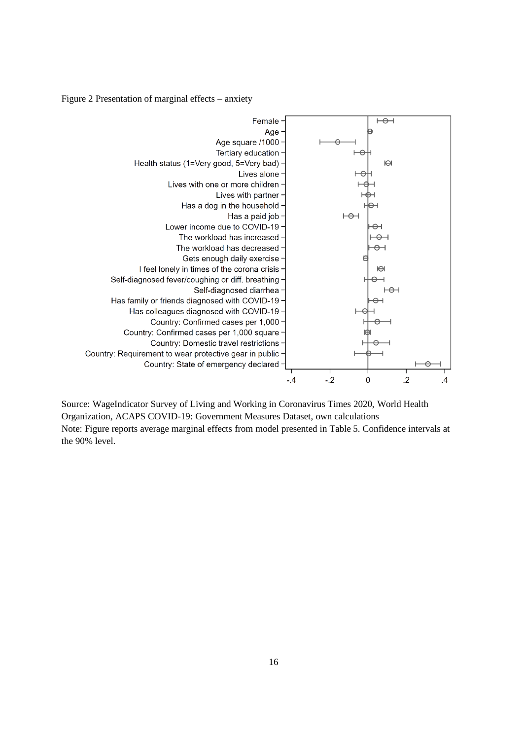Figure 2 Presentation of marginal effects – anxiety

Source: WageIndicator Survey of Living and Working in Coronavirus Times 2020, World Health Organization, ACAPS COVID-19: Government Measures Dataset, own calculations

Note: Figure reports average marginal effects from model presented in Table 5. Confidence intervals at the 90% level.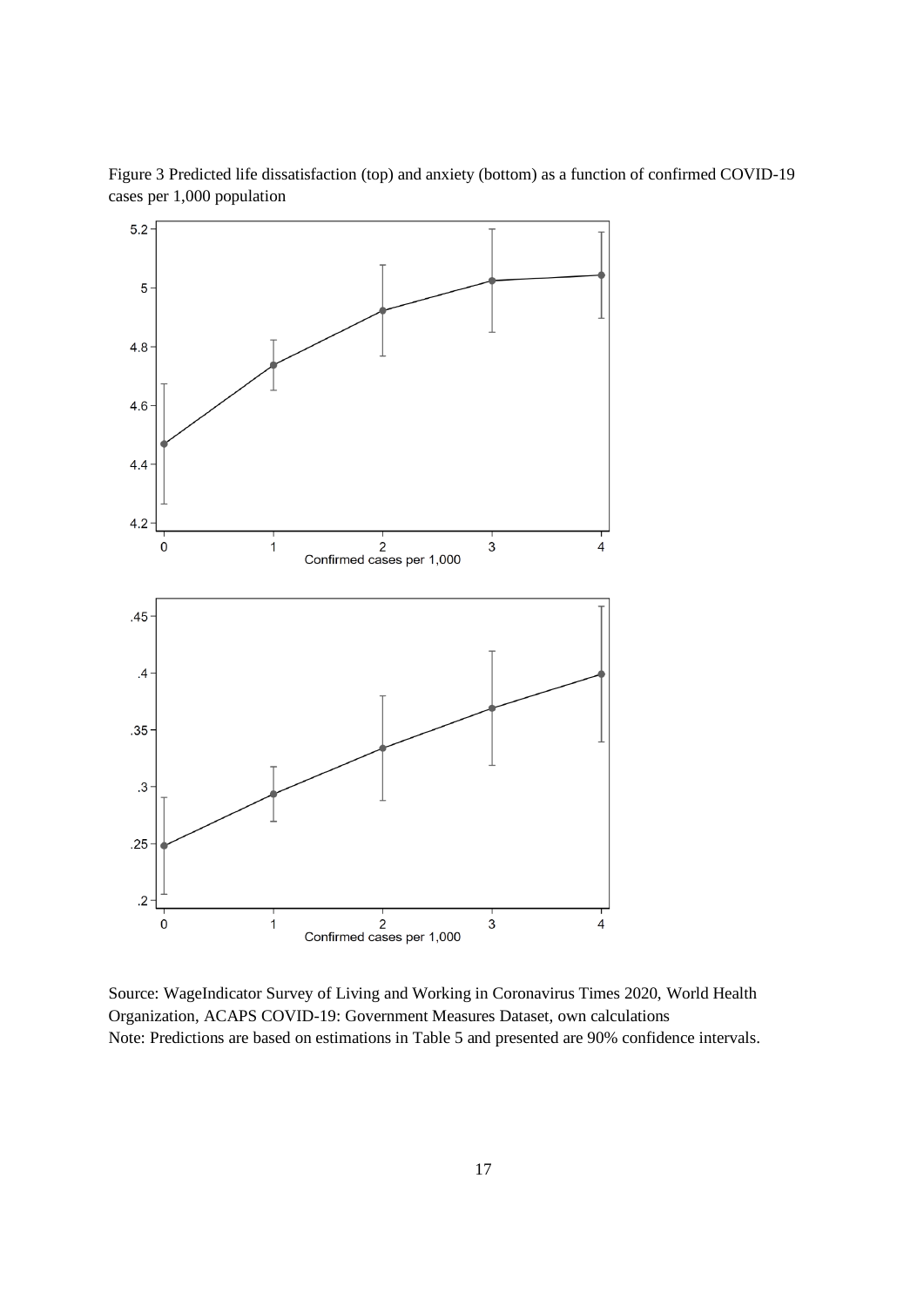Figure 3 Predicted life dissatisfaction (top) and anxiety (bottom) as a function of confirmed COVID-19 cases per 1,000 population

Source: WageIndicator Survey of Living and Working in Coronavirus Times 2020, World Health Organization, ACAPS COVID-19: Government Measures Dataset, own calculations

Note: Predictions are based on estimations in Table 5 and presented are 90% confidence intervals.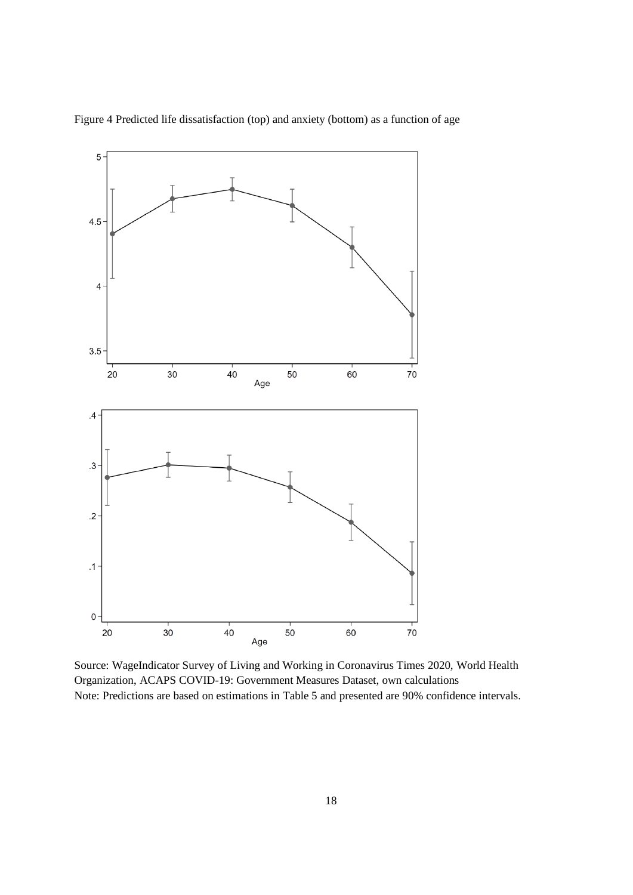Figure 4 Predicted life dissatisfaction (top) and anxiety (bottom) as a function of age

Source: WageIndicator Survey of Living and Working in Coronavirus Times 2020, World Health Organization, ACAPS COVID-19: Government Measures Dataset, own calculations
Note: Predictions are based on estimations in Table 5 and presented are 90% confidence intervals.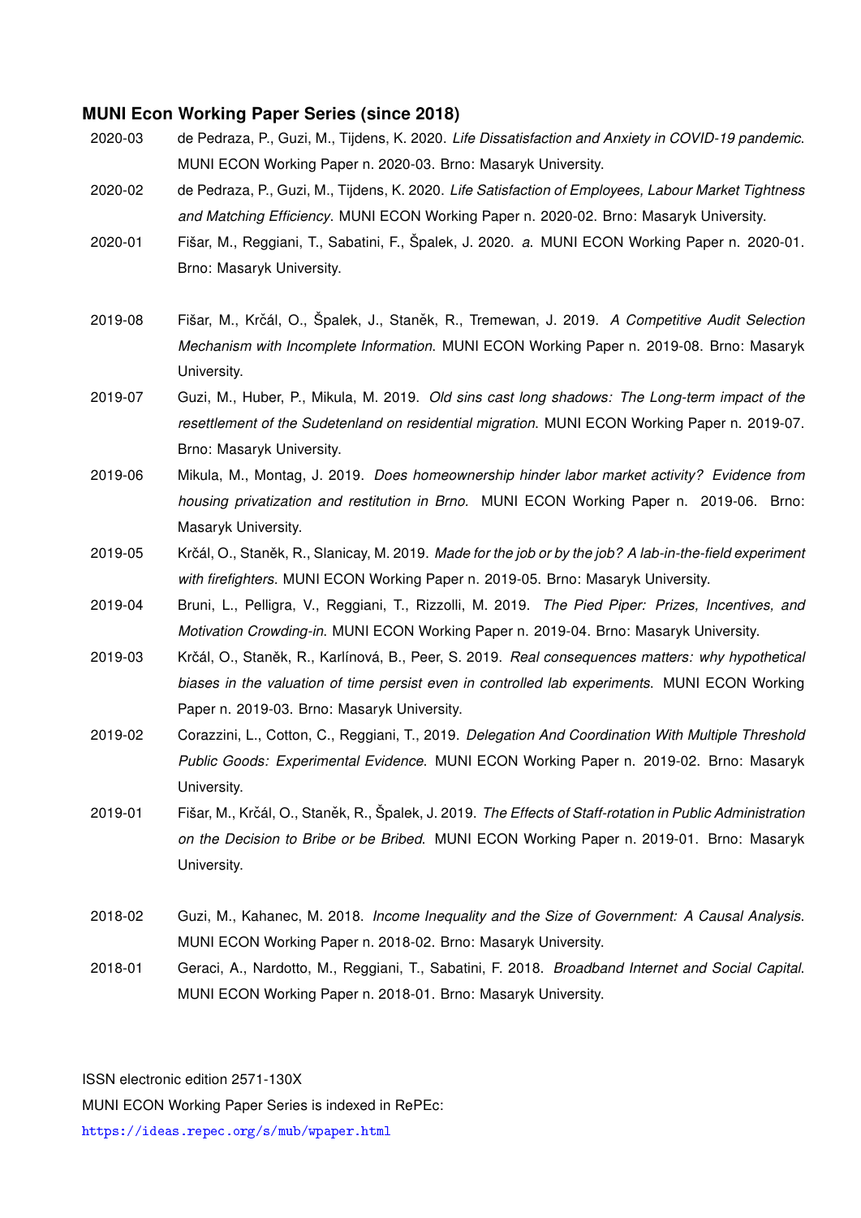## MUNI Econ Working Paper Series (since 2018)

| | |
|---|---|
| 2020-03 | de Pedraza, P., Guzi, M., Tijdens, K. 2020. *Life Dissatisfaction and Anxiety in COVID-19 pandemic*. MUNI ECON Working Paper n. 2020-03. Brno: Masaryk University. |
| 2020-02 | de Pedraza, P., Guzi, M., Tijdens, K. 2020. *Life Satisfaction of Employees, Labour Market Tightness and Matching Efficiency*. MUNI ECON Working Paper n. 2020-02. Brno: Masaryk University. |
| 2020-01 | Fišar, M., Reggiani, T., Sabatini, F., Špalek, J. 2020. *a*. MUNI ECON Working Paper n. 2020-01. Brno: Masaryk University. |
| 2019-08 | Fišar, M., Krčál, O., Špalek, J., Staněk, R., Tremewan, J. 2019. *A Competitive Audit Selection Mechanism with Incomplete Information*. MUNI ECON Working Paper n. 2019-08. Brno: Masaryk University. |
| 2019-07 | Guzi, M., Huber, P., Mikula, M. 2019. *Old sins cast long shadows: The Long-term impact of the resettlement of the Sudetenland on residential migration*. MUNI ECON Working Paper n. 2019-07. Brno: Masaryk University. |
| 2019-06 | Mikula, M., Montag, J. 2019. *Does homeownership hinder labor market activity? Evidence from housing privatization and restitution in Brno.* MUNI ECON Working Paper n. 2019-06. Brno: Masaryk University. |
| 2019-05 | Krčál, O., Staněk, R., Slanicay, M. 2019. *Made for the job or by the job? A lab-in-the-field experiment with firefighters.* MUNI ECON Working Paper n. 2019-05. Brno: Masaryk University. |
| 2019-04 | Bruni, L., Pelligra, V., Reggiani, T., Rizzolli, M. 2019. *The Pied Piper: Prizes, Incentives, and Motivation Crowding-in*. MUNI ECON Working Paper n. 2019-04. Brno: Masaryk University. |
| 2019-03 | Krčál, O., Staněk, R., Karlínová, B., Peer, S. 2019. *Real consequences matters: why hypothetical biases in the valuation of time persist even in controlled lab experiments*. MUNI ECON Working Paper n. 2019-03. Brno: Masaryk University. |
| 2019-02 | Corazzini, L., Cotton, C., Reggiani, T., 2019. *Delegation And Coordination With Multiple Threshold Public Goods: Experimental Evidence*. MUNI ECON Working Paper n. 2019-02. Brno: Masaryk University. |
| 2019-01 | Fišar, M., Krčál, O., Staněk, R., Špalek, J. 2019. *The Effects of Staff-rotation in Public Administration on the Decision to Bribe or be Bribed*. MUNI ECON Working Paper n. 2019-01. Brno: Masaryk University. |
| 2018-02 | Guzi, M., Kahanec, M. 2018. *Income Inequality and the Size of Government: A Causal Analysis*. MUNI ECON Working Paper n. 2018-02. Brno: Masaryk University. |
| 2018-01 | Geraci, A., Nardotto, M., Reggiani, T., Sabatini, F. 2018. *Broadband Internet and Social Capital*. MUNI ECON Working Paper n. 2018-01. Brno: Masaryk University. |

ISSN electronic edition 2571-130X

MUNI ECON Working Paper Series is indexed in RePEc:
https://ideas.repec.org/s/mub/wpaper.html